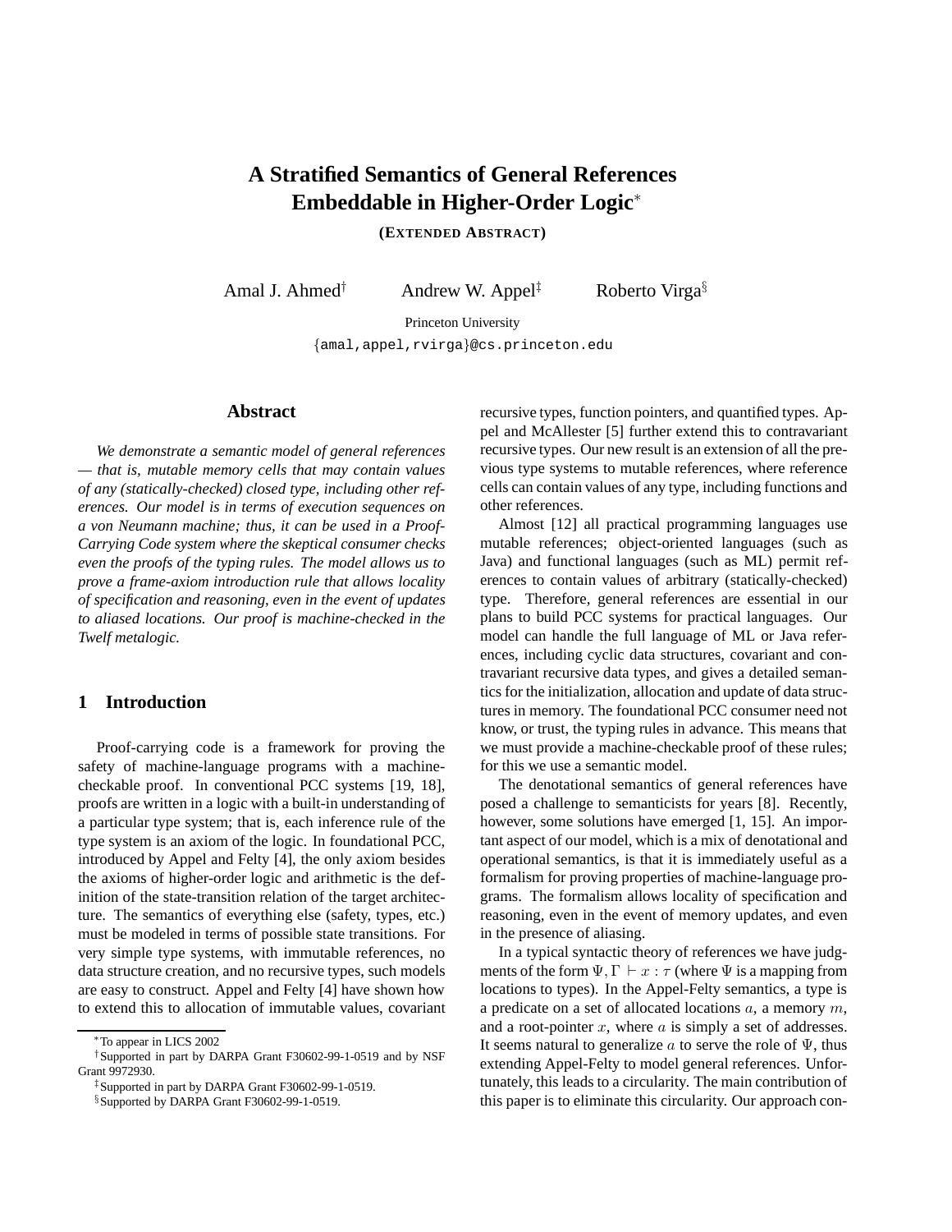# A Stratified Semantics of General References Embeddable in Higher-Order Logic*

**(EXTENDED ABSTRACT)**

Amal J. Ahmed† Andrew W. Appel‡ Roberto Virga§

Princeton University

{amal,appel,rvirga}@cs.princeton.edu

## Abstract

*We demonstrate a semantic model of general references — that is, mutable memory cells that may contain values of any (statically-checked) closed type, including other references. Our model is in terms of execution sequences on a von Neumann machine; thus, it can be used in a Proof-Carrying Code system where the skeptical consumer checks even the proofs of the typing rules. The model allows us to prove a frame-axiom introduction rule that allows locality of specification and reasoning, even in the event of updates to aliased locations. Our proof is machine-checked in the Twelf metalogic.*

## 1 Introduction

Proof-carrying code is a framework for proving the safety of machine-language programs with a machine-checkable proof. In conventional PCC systems [19, 18], proofs are written in a logic with a built-in understanding of a particular type system; that is, each inference rule of the type system is an axiom of the logic. In foundational PCC, introduced by Appel and Felty [4], the only axiom besides the axioms of higher-order logic and arithmetic is the definition of the state-transition relation of the target architecture. The semantics of everything else (safety, types, etc.) must be modeled in terms of possible state transitions. For very simple type systems, with immutable references, no data structure creation, and no recursive types, such models are easy to construct. Appel and Felty [4] have shown how to extend this to allocation of immutable values, covariant recursive types, function pointers, and quantified types. Appel and McAllester [5] further extend this to contravariant recursive types. Our new result is an extension of all the previous type systems to mutable references, where reference cells can contain values of any type, including functions and other references.

Almost [12] all practical programming languages use mutable references; object-oriented languages (such as Java) and functional languages (such as ML) permit references to contain values of arbitrary (statically-checked) type. Therefore, general references are essential in our plans to build PCC systems for practical languages. Our model can handle the full language of ML or Java references, including cyclic data structures, covariant and contravariant recursive data types, and gives a detailed semantics for the initialization, allocation and update of data structures in memory. The foundational PCC consumer need not know, or trust, the typing rules in advance. This means that we must provide a machine-checkable proof of these rules; for this we use a semantic model.

The denotational semantics of general references have posed a challenge to semanticists for years [8]. Recently, however, some solutions have emerged [1, 15]. An important aspect of our model, which is a mix of denotational and operational semantics, is that it is immediately useful as a formalism for proving properties of machine-language programs. The formalism allows locality of specification and reasoning, even in the event of memory updates, and even in the presence of aliasing.

In a typical syntactic theory of references we have judgments of the form $\Psi, \Gamma \vdash x : \tau$ (where $\Psi$ is a mapping from locations to types). In the Appel-Felty semantics, a type is a predicate on a set of allocated locations $a$, a memory $m$, and a root-pointer $x$, where $a$ is simply a set of addresses. It seems natural to generalize $a$ to serve the role of $\Psi$, thus extending Appel-Felty to model general references. Unfortunately, this leads to a circularity. The main contribution of this paper is to eliminate this circularity. Our approach con-

---

*To appear in LICS 2002

†Supported in part by DARPA Grant F30602-99-1-0519 and by NSF Grant 9972930.

‡Supported in part by DARPA Grant F30602-99-1-0519.

§Supported by DARPA Grant F30602-99-1-0519.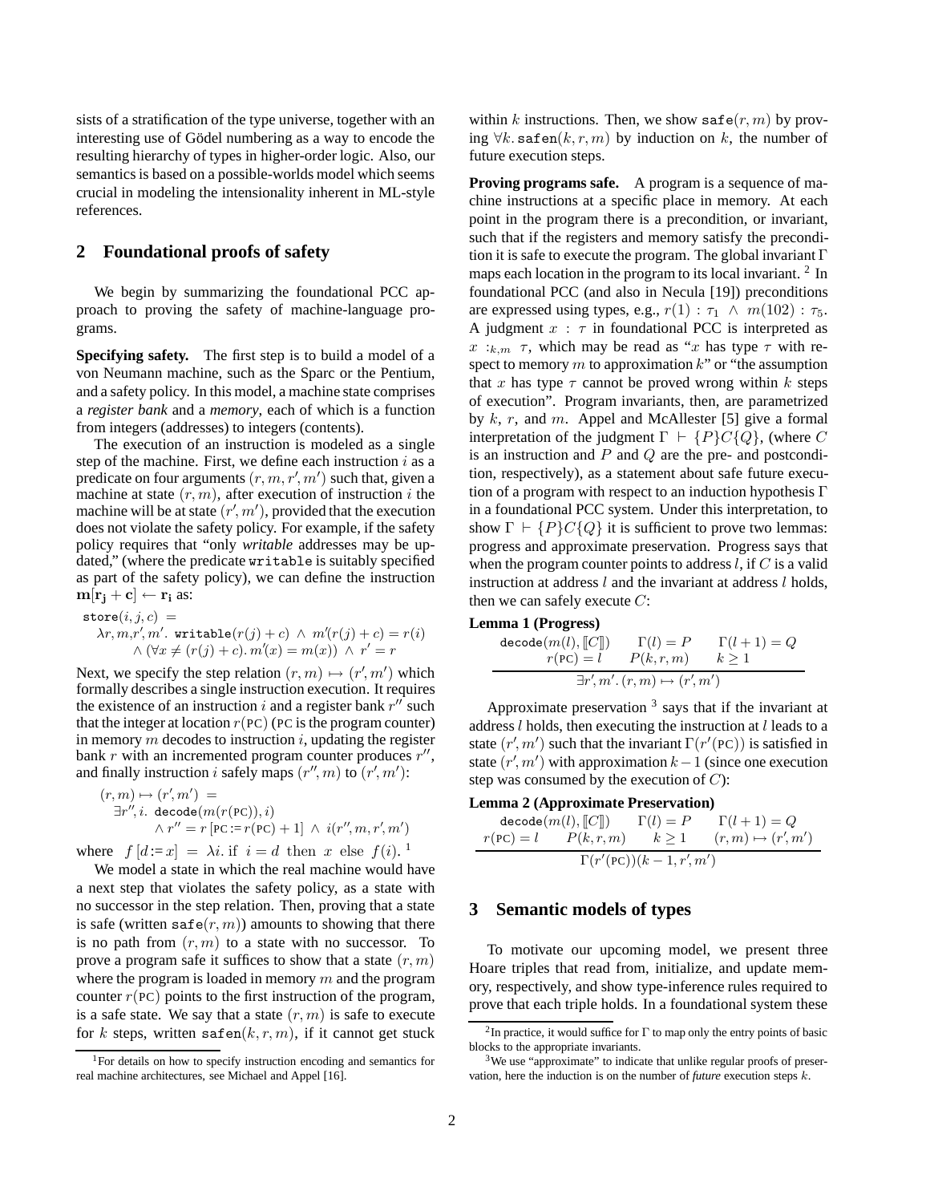sists of a stratification of the type universe, together with an interesting use of Gödel numbering as a way to encode the resulting hierarchy of types in higher-order logic. Also, our semantics is based on a possible-worlds model which seems crucial in modeling the intensionality inherent in ML-style references.

## 2 Foundational proofs of safety

We begin by summarizing the foundational PCC approach to proving the safety of machine-language programs.

**Specifying safety.** The first step is to build a model of a von Neumann machine, such as the Sparc or the Pentium, and a safety policy. In this model, a machine state comprises a *register bank* and a *memory*, each of which is a function from integers (addresses) to integers (contents).

The execution of an instruction is modeled as a single step of the machine. First, we define each instruction $i$ as a predicate on four arguments $(r, m, r', m')$ such that, given a machine at state $(r, m)$, after execution of instruction $i$ the machine will be at state $(r', m')$, provided that the execution does not violate the safety policy. For example, if the safety policy requires that "only *writable* addresses may be updated," (where the predicate writable is suitably specified as part of the safety policy), we can define the instruction $\mathbf{m[r_j + c] \leftarrow r_i}$ as:

$$\begin{aligned}&\texttt{store}(i, j, c) \;=\\ &\quad \lambda r, m, r', m'.\ \texttt{writable}(r(j) + c) \ \wedge\ m'(r(j) + c) = r(i)\\ &\qquad \wedge\ (\forall x \neq (r(j) + c).\, m'(x) = m(x)) \ \wedge\ r' = r\end{aligned}$$

Next, we specify the step relation $(r, m) \mapsto (r', m')$ which formally describes a single instruction execution. It requires the existence of an instruction $i$ and a register bank $r''$ such that the integer at location $r(\text{PC})$ (PC is the program counter) in memory $m$ decodes to instruction $i$, updating the register bank $r$ with an incremented program counter produces $r''$, and finally instruction $i$ safely maps $(r'', m)$ to $(r', m')$:

$$\begin{aligned}&(r, m) \mapsto (r', m') \;=\\ &\quad \exists r'', i.\ \texttt{decode}(m(r(\text{PC})), i)\\ &\qquad \wedge\ r'' = r\,[\text{PC} := r(\text{PC}) + 1] \ \wedge\ i(r'', m, r', m')\end{aligned}$$

where $f\,[d := x] \;=\; \lambda i.\ \text{if } i = d \text{ then } x \text{ else } f(i)$. [1]

We model a state in which the real machine would have a next step that violates the safety policy, as a state with no successor in the step relation. Then, proving that a state is safe (written $\texttt{safe}(r, m)$) amounts to showing that there is no path from $(r, m)$ to a state with no successor. To prove a program safe it suffices to show that a state $(r, m)$ where the program is loaded in memory $m$ and the program counter $r(\text{PC})$ points to the first instruction of the program, is a safe state. We say that a state $(r, m)$ is safe to execute for $k$ steps, written $\texttt{safen}(k, r, m)$, if it cannot get stuck within $k$ instructions. Then, we show $\texttt{safe}(r, m)$ by proving $\forall k.\ \texttt{safen}(k, r, m)$ by induction on $k$, the number of future execution steps.

**Proving programs safe.** A program is a sequence of machine instructions at a specific place in memory. At each point in the program there is a precondition, or invariant, such that if the registers and memory satisfy the precondition it is safe to execute the program. The global invariant $\Gamma$ maps each location in the program to its local invariant. [2] In foundational PCC (and also in Necula [19]) preconditions are expressed using types, e.g., $r(1) : \tau_1 \ \wedge\ m(102) : \tau_5$. A judgment $x : \tau$ in foundational PCC is interpreted as $x :_{k,m} \tau$, which may be read as "$x$ has type $\tau$ with respect to memory $m$ to approximation $k$" or "the assumption that $x$ has type $\tau$ cannot be proved wrong within $k$ steps of execution". Program invariants, then, are parametrized by $k$, $r$, and $m$. Appel and McAllester [5] give a formal interpretation of the judgment $\Gamma \vdash \{P\}C\{Q\}$, (where $C$ is an instruction and $P$ and $Q$ are the pre- and postcondition, respectively), as a statement about safe future execution of a program with respect to an induction hypothesis $\Gamma$ in a foundational PCC system. Under this interpretation, to show $\Gamma \vdash \{P\}C\{Q\}$ it is sufficient to prove two lemmas: progress and approximate preservation. Progress says that when the program counter points to address $l$, if $C$ is a valid instruction at address $l$ and the invariant at address $l$ holds, then we can safely execute $C$:

**Lemma 1 (Progress)**

$$\frac{\texttt{decode}(m(l), [\![C]\!]) \qquad \Gamma(l) = P \qquad \Gamma(l+1) = Q \\ r(\text{PC}) = l \qquad P(k, r, m) \qquad k \geq 1}{\exists r', m'.\ (r, m) \mapsto (r', m')}$$

Approximate preservation [3] says that if the invariant at address $l$ holds, then executing the instruction at $l$ leads to a state $(r', m')$ such that the invariant $\Gamma(r'(\text{PC}))$ is satisfied in state $(r', m')$ with approximation $k - 1$ (since one execution step was consumed by the execution of $C$):

**Lemma 2 (Approximate Preservation)**

$$\frac{\texttt{decode}(m(l), [\![C]\!]) \qquad \Gamma(l) = P \qquad \Gamma(l+1) = Q \\ r(\text{PC}) = l \qquad P(k, r, m) \qquad k \geq 1 \qquad (r, m) \mapsto (r', m')}{\Gamma(r'(\text{PC}))(k - 1, r', m')}$$

## 3 Semantic models of types

To motivate our upcoming model, we present three Hoare triples that read from, initialize, and update memory, respectively, and show type-inference rules required to prove that each triple holds. In a foundational system these

---

[1] For details on how to specify instruction encoding and semantics for real machine architectures, see Michael and Appel [16].

[2] In practice, it would suffice for $\Gamma$ to map only the entry points of basic blocks to the appropriate invariants.

[3] We use "approximate" to indicate that unlike regular proofs of preservation, here the induction is on the number of *future* execution steps $k$.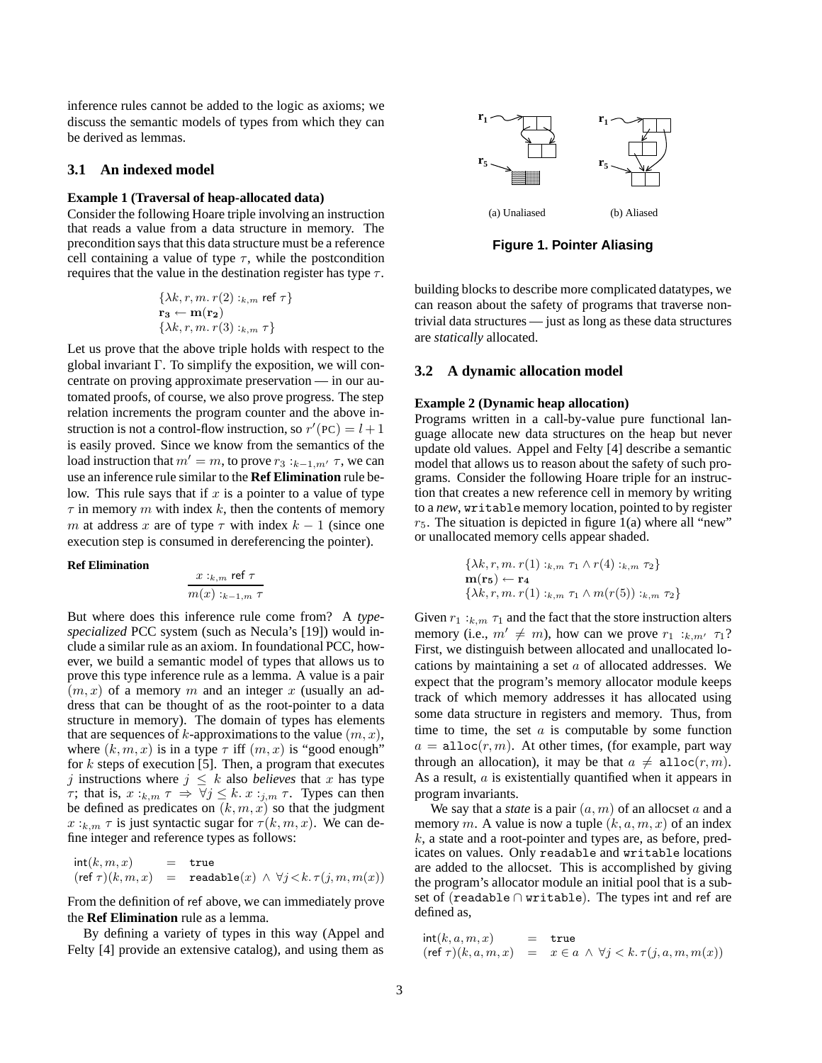inference rules cannot be added to the logic as axioms; we discuss the semantic models of types from which they can be derived as lemmas.

### 3.1 An indexed model

**Example 1 (Traversal of heap-allocated data)**
Consider the following Hoare triple involving an instruction that reads a value from a data structure in memory. The precondition says that this data structure must be a reference cell containing a value of type $\tau$, while the postcondition requires that the value in the destination register has type $\tau$.

$$\{\lambda k, r, m.\, r(2) :_{k,m} \mathsf{ref}\ \tau\}$$
$$\mathbf{r_3} \leftarrow \mathbf{m(r_2)}$$
$$\{\lambda k, r, m.\, r(3) :_{k,m} \tau\}$$

Let us prove that the above triple holds with respect to the global invariant $\Gamma$. To simplify the exposition, we will concentrate on proving approximate preservation — in our automated proofs, of course, we also prove progress. The step relation increments the program counter and the above instruction is not a control-flow instruction, so $r'(\text{PC}) = l+1$ is easily proved. Since we know from the semantics of the load instruction that $m' = m$, to prove $r_3 :_{k-1,m'} \tau$, we can use an inference rule similar to the **Ref Elimination** rule below. This rule says that if $x$ is a pointer to a value of type $\tau$ in memory $m$ with index $k$, then the contents of memory $m$ at address $x$ are of type $\tau$ with index $k-1$ (since one execution step is consumed in dereferencing the pointer).

**Ref Elimination**

$$\frac{x :_{k,m} \mathsf{ref}\ \tau}{m(x) :_{k-1,m} \tau}$$

But where does this inference rule come from? A *type-specialized* PCC system (such as Necula's [19]) would include a similar rule as an axiom. In foundational PCC, however, we build a semantic model of types that allows us to prove this type inference rule as a lemma. A value is a pair $(m, x)$ of a memory $m$ and an integer $x$ (usually an address that can be thought of as the root-pointer to a data structure in memory). The domain of types has elements that are sequences of $k$-approximations to the value $(m, x)$, where $(k, m, x)$ is in a type $\tau$ iff $(m, x)$ is "good enough" for $k$ steps of execution [5]. Then, a program that executes $j$ instructions where $j \leq k$ also *believes* that $x$ has type $\tau$; that is, $x :_{k,m} \tau \Rightarrow \forall j \leq k.\, x :_{j,m} \tau$. Types can then be defined as predicates on $(k, m, x)$ so that the judgment $x :_{k,m} \tau$ is just syntactic sugar for $\tau(k, m, x)$. We can define integer and reference types as follows:

$$\begin{array}{lcl} \mathsf{int}(k, m, x) & = & \mathtt{true} \\ (\mathsf{ref}\ \tau)(k, m, x) & = & \mathtt{readable}(x) \ \wedge\ \forall j < k.\, \tau(j, m, m(x)) \end{array}$$

From the definition of ref above, we can immediately prove the **Ref Elimination** rule as a lemma.

By defining a variety of types in this way (Appel and Felty [4] provide an extensive catalog), and using them as building blocks to describe more complicated datatypes, we can reason about the safety of programs that traverse non-trivial data structures — just as long as these data structures are *statically* allocated.

(a) Unaliased (b) Aliased

**Figure 1. Pointer Aliasing**

### 3.2 A dynamic allocation model

**Example 2 (Dynamic heap allocation)**
Programs written in a call-by-value pure functional language allocate new data structures on the heap but never update old values. Appel and Felty [4] describe a semantic model that allows us to reason about the safety of such programs. Consider the following Hoare triple for an instruction that creates a new reference cell in memory by writing to a *new*, `writable` memory location, pointed to by register $r_5$. The situation is depicted in figure 1(a) where all "new" or unallocated memory cells appear shaded.

$$\{\lambda k, r, m.\, r(1) :_{k,m} \tau_1 \wedge r(4) :_{k,m} \tau_2\}$$
$$\mathbf{m(r_5)} \leftarrow \mathbf{r_4}$$
$$\{\lambda k, r, m.\, r(1) :_{k,m} \tau_1 \wedge m(r(5)) :_{k,m} \tau_2\}$$

Given $r_1 :_{k,m} \tau_1$ and the fact that the store instruction alters memory (i.e., $m' \neq m$), how can we prove $r_1 :_{k,m'} \tau_1$? First, we distinguish between allocated and unallocated locations by maintaining a set $a$ of allocated addresses. We expect that the program's memory allocator module keeps track of which memory addresses it has allocated using some data structure in registers and memory. Thus, from time to time, the set $a$ is computable by some function $a = \mathtt{alloc}(r, m)$. At other times, (for example, part way through an allocation), it may be that $a \neq \mathtt{alloc}(r, m)$. As a result, $a$ is existentially quantified when it appears in program invariants.

We say that a *state* is a pair $(a, m)$ of an allocset $a$ and a memory $m$. A value is now a tuple $(k, a, m, x)$ of an index $k$, a state and a root-pointer and types are, as before, predicates on values. Only `readable` and `writable` locations are added to the allocset. This is accomplished by giving the program's allocator module an initial pool that is a subset of ($\mathtt{readable} \cap \mathtt{writable}$). The types int and ref are defined as,

$$\begin{array}{lcl} \mathsf{int}(k, a, m, x) & = & \mathtt{true} \\ (\mathsf{ref}\ \tau)(k, a, m, x) & = & x \in a \ \wedge\ \forall j < k.\, \tau(j, a, m, m(x)) \end{array}$$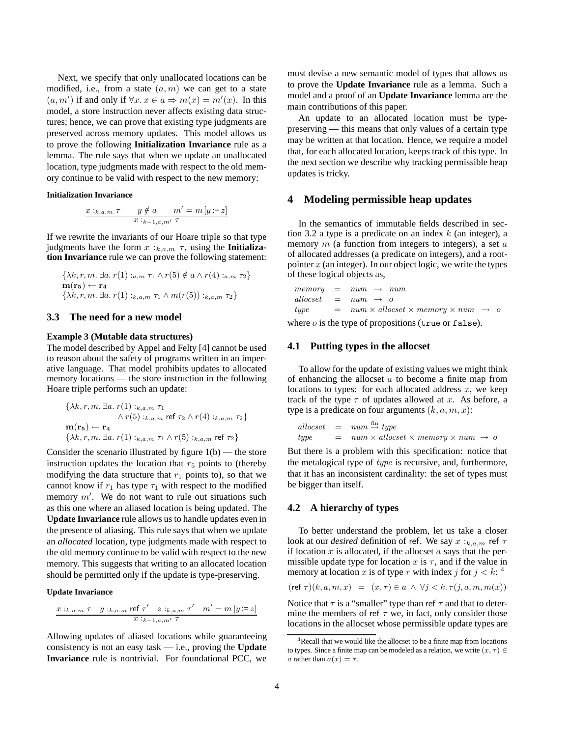Next, we specify that only unallocated locations can be modified, i.e., from a state $(a, m)$ we can get to a state $(a, m')$ if and only if $\forall x. x \in a \Rightarrow m(x) = m'(x)$. In this model, a store instruction never affects existing data structures; hence, we can prove that existing type judgments are preserved across memory updates. This model allows us to prove the following **Initialization Invariance** rule as a lemma. The rule says that when we update an unallocated location, type judgments made with respect to the old memory continue to be valid with respect to the new memory:

**Initialization Invariance**

$$\frac{x :_{k,a,m} \tau \qquad y \notin a \qquad m' = m\,[y := z]}{x :_{k-1,a,m'} \tau}$$

If we rewrite the invariants of our Hoare triple so that type judgments have the form $x :_{k,a,m} \tau$, using the **Initialization Invariance** rule we can prove the following statement:

$$\{\lambda k, r, m.\ \exists a.\ r(1) :_{a,m} \tau_1 \wedge r(5) \notin a \wedge r(4) :_{a,m} \tau_2\}$$
$$\mathbf{m(r_5)} \leftarrow \mathbf{r_4}$$
$$\{\lambda k, r, m.\ \exists a.\ r(1) :_{k,a,m} \tau_1 \wedge m(r(5)) :_{k,a,m} \tau_2\}$$

## 3.3 The need for a new model

**Example 3 (Mutable data structures)**
The model described by Appel and Felty [4] cannot be used to reason about the safety of programs written in an imperative language. That model prohibits updates to allocated memory locations — the store instruction in the following Hoare triple performs such an update:

$$\{\lambda k, r, m.\ \exists a.\ r(1) :_{k,a,m} \tau_1 \wedge r(5) :_{k,a,m} \mathsf{ref}\ \tau_2 \wedge r(4) :_{k,a,m} \tau_2\}$$
$$\mathbf{m(r_5)} \leftarrow \mathbf{r_4}$$
$$\{\lambda k, r, m.\ \exists a.\ r(1) :_{k,a,m} \tau_1 \wedge r(5) :_{k,a,m} \mathsf{ref}\ \tau_2\}$$

Consider the scenario illustrated by figure 1(b) — the store instruction updates the location that $r_5$ points to (thereby modifying the data structure that $r_1$ points to), so that we cannot know if $r_1$ has type $\tau_1$ with respect to the modified memory $m'$. We do not want to rule out situations such as this one where an aliased location is being updated. The **Update Invariance** rule allows us to handle updates even in the presence of aliasing. This rule says that when we update an *allocated* location, type judgments made with respect to the old memory continue to be valid with respect to the new memory. This suggests that writing to an allocated location should be permitted only if the update is type-preserving.

**Update Invariance**

$$\frac{x :_{k,a,m} \tau \quad y :_{k,a,m} \mathsf{ref}\ \tau' \quad z :_{k,a,m} \tau' \quad m' = m\,[y := z]}{x :_{k-1,a,m'} \tau}$$

Allowing updates of aliased locations while guaranteeing consistency is not an easy task — i.e., proving the **Update Invariance** rule is nontrivial. For foundational PCC, we must devise a new semantic model of types that allows us to prove the **Update Invariance** rule as a lemma. Such a model and a proof of an **Update Invariance** lemma are the main contributions of this paper.

An update to an allocated location must be type-preserving — this means that only values of a certain type may be written at that location. Hence, we require a model that, for each allocated location, keeps track of this type. In the next section we describe why tracking permissible heap updates is tricky.

# 4 Modeling permissible heap updates

In the semantics of immutable fields described in section 3.2 a type is a predicate on an index $k$ (an integer), a memory $m$ (a function from integers to integers), a set $a$ of allocated addresses (a predicate on integers), and a root-pointer $x$ (an integer). In our object logic, we write the types of these logical objects as,

$$\begin{array}{lcl} memory & = & num \rightarrow num \\ allocset & = & num \rightarrow o \\ type & = & num \times allocset \times memory \times num \rightarrow o \end{array}$$

where $o$ is the type of propositions (`true` or `false`).

## 4.1 Putting types in the allocset

To allow for the update of existing values we might think of enhancing the allocset $a$ to become a finite map from locations to types: for each allocated address $x$, we keep track of the type $\tau$ of updates allowed at $x$. As before, a type is a predicate on four arguments $(k, a, m, x)$:

$$\begin{array}{lcl} allocset & = & num \overset{\text{fin}}{\rightarrow} type \\ type & = & num \times allocset \times memory \times num \rightarrow o \end{array}$$

But there is a problem with this specification: notice that the metalogical type of $type$ is recursive, and, furthermore, that it has an inconsistent cardinality: the set of types must be bigger than itself.

## 4.2 A hierarchy of types

To better understand the problem, let us take a closer look at our *desired* definition of ref. We say $x :_{k,a,m} \mathsf{ref}\ \tau$ if location $x$ is allocated, if the allocset $a$ says that the permissible update type for location $x$ is $\tau$, and if the value in memory at location $x$ is of type $\tau$ with index $j$ for $j < k$: [4]

$$(\mathsf{ref}\ \tau)(k, a, m, x) \ = \ (x, \tau) \in a \ \wedge \ \forall j < k.\ \tau(j, a, m, m(x))$$

Notice that $\tau$ is a "smaller" type than $\mathsf{ref}\ \tau$ and that to determine the members of $\mathsf{ref}\ \tau$ we, in fact, only consider those locations in the allocset whose permissible update types are

[4] Recall that we would like the allocset to be a finite map from locations to types. Since a finite map can be modeled as a relation, we write $(x, \tau) \in a$ rather than $a(x) = \tau$.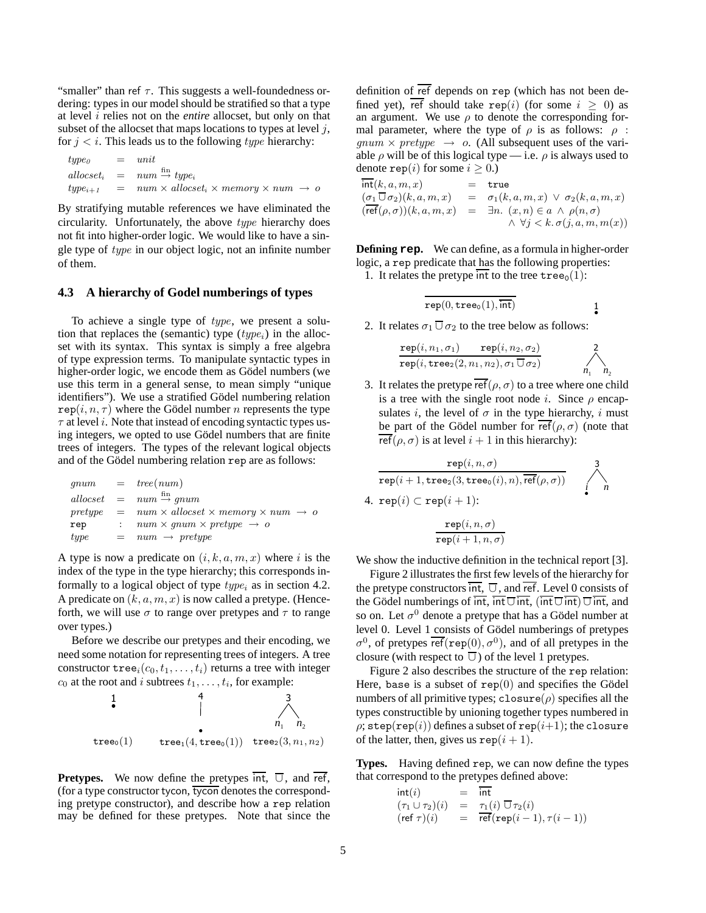"smaller" than ref $\tau$. This suggests a well-foundedness ordering: types in our model should be stratified so that a type at level $i$ relies not on the *entire* allocset, but only on that subset of the allocset that maps locations to types at level $j$, for $j < i$. This leads us to the following *type* hierarchy:

$$
\begin{array}{lcl}
type_0 & = & unit \\
allocset_i & = & num \xrightarrow{\text{fin}} type_i \\
type_{i+1} & = & num \times allocset_i \times memory \times num \rightarrow o
\end{array}
$$

By stratifying mutable references we have eliminated the circularity. Unfortunately, the above *type* hierarchy does not fit into higher-order logic. We would like to have a single type of *type* in our object logic, not an infinite number of them.

### 4.3 A hierarchy of Godel numberings of types

To achieve a single type of *type*, we present a solution that replaces the (semantic) type ($type_i$) in the allocset with its syntax. This syntax is simply a free algebra of type expression terms. To manipulate syntactic types in higher-order logic, we encode them as Gödel numbers (we use this term in a general sense, to mean simply "unique identifiers"). We use a stratified Gödel numbering relation $\texttt{rep}(i, n, \tau)$ where the Gödel number $n$ represents the type $\tau$ at level $i$. Note that instead of encoding syntactic types using integers, we opted to use Gödel numbers that are finite trees of integers. The types of the relevant logical objects and of the Gödel numbering relation rep are as follows:

$$
\begin{array}{lcl}
gnum & = & tree(num) \\
allocset & = & num \xrightarrow{\text{fin}} gnum \\
pretype & = & num \times allocset \times memory \times num \rightarrow o \\
\texttt{rep} & : & num \times gnum \times pretype \rightarrow o \\
type & = & num \rightarrow pretype
\end{array}
$$

A type is now a predicate on $(i, k, a, m, x)$ where $i$ is the index of the type in the type hierarchy; this corresponds informally to a logical object of type $type_i$ as in section 4.2. A predicate on $(k, a, m, x)$ is now called a pretype. (Henceforth, we will use $\sigma$ to range over pretypes and $\tau$ to range over types.)

Before we describe our pretypes and their encoding, we need some notation for representing trees of integers. A tree constructor $\texttt{tree}_i(c_0, t_1, \ldots, t_i)$ returns a tree with integer $c_0$ at the root and $i$ subtrees $t_1, \ldots, t_i$, for example:

$\texttt{tree}_0(1)$ $\qquad$ $\texttt{tree}_1(4, \texttt{tree}_0(1))$ $\qquad$ $\texttt{tree}_2(3, n_1, n_2)$

**Pretypes.** We now define the pretypes $\overline{\text{int}}$, $\overline{\cup}$, and $\overline{\text{ref}}$, (for a type constructor tycon, $\overline{\text{tycon}}$ denotes the corresponding pretype constructor), and describe how a rep relation may be defined for these pretypes. Note that since the definition of $\overline{\text{ref}}$ depends on rep (which has not been defined yet), $\overline{\text{ref}}$ should take $\texttt{rep}(i)$ (for some $i \geq 0$) as an argument. We use $\rho$ to denote the corresponding formal parameter, where the type of $\rho$ is as follows: $\rho$ : $gnum \times pretype \rightarrow o$. (All subsequent uses of the variable $\rho$ will be of this logical type — i.e. $\rho$ is always used to denote $\texttt{rep}(i)$ for some $i \geq 0$.)

$$
\begin{array}{lcl}
\overline{\text{int}}(k, a, m, x) & = & \texttt{true} \\
(\sigma_1 \overline{\cup} \sigma_2)(k, a, m, x) & = & \sigma_1(k, a, m, x) \vee \sigma_2(k, a, m, x) \\
(\overline{\text{ref}}(\rho, \sigma))(k, a, m, x) & = & \exists n.\ (x, n) \in a \wedge \rho(n, \sigma) \\
 & & \wedge\ \forall j < k.\, \sigma(j, a, m, m(x))
\end{array}
$$

**Defining rep.** We can define, as a formula in higher-order logic, a rep predicate that has the following properties:

1. It relates the pretype $\overline{\text{int}}$ to the tree $\texttt{tree}_0(1)$:

$$\frac{}{\texttt{rep}(0, \texttt{tree}_0(1), \overline{\text{int}})}$$

2. It relates $\sigma_1 \overline{\cup} \sigma_2$ to the tree below as follows:

$$\frac{\texttt{rep}(i, n_1, \sigma_1) \qquad \texttt{rep}(i, n_2, \sigma_2)}{\texttt{rep}(i, \texttt{tree}_2(2, n_1, n_2), \sigma_1 \overline{\cup} \sigma_2)}$$

3. It relates the pretype $\overline{\text{ref}}(\rho, \sigma)$ to a tree where one child is a tree with the single root node $i$. Since $\rho$ encapsulates $i$, the level of $\sigma$ in the type hierarchy, $i$ must be part of the Gödel number for $\overline{\text{ref}}(\rho, \sigma)$ (note that $\overline{\text{ref}}(\rho, \sigma)$ is at level $i + 1$ in this hierarchy):

$$\frac{\texttt{rep}(i, n, \sigma)}{\texttt{rep}(i+1, \texttt{tree}_2(3, \texttt{tree}_0(i), n), \overline{\text{ref}}(\rho, \sigma))}$$

4. $\texttt{rep}(i) \subset \texttt{rep}(i + 1)$:

$$\frac{\texttt{rep}(i, n, \sigma)}{\texttt{rep}(i+1, n, \sigma)}$$

We show the inductive definition in the technical report [3].

Figure 2 illustrates the first few levels of the hierarchy for the pretype constructors $\overline{\text{int}}$, $\overline{\cup}$, and $\overline{\text{ref}}$. Level 0 consists of the Gödel numberings of $\overline{\text{int}}$, $\overline{\text{int}} \overline{\cup} \overline{\text{int}}$, $(\overline{\text{int}} \overline{\cup} \overline{\text{int}}) \overline{\cup} \overline{\text{int}}$, and so on. Let $\sigma^0$ denote a pretype that has a Gödel number at level 0. Level 1 consists of Gödel numberings of pretypes $\sigma^0$, of pretypes $\overline{\text{ref}}(\texttt{rep}(0), \sigma^0)$, and of all pretypes in the closure (with respect to $\overline{\cup}$) of the level 1 pretypes.

Figure 2 also describes the structure of the rep relation: Here, base is a subset of $\texttt{rep}(0)$ and specifies the Gödel numbers of all primitive types; $\texttt{closure}(\rho)$ specifies all the types constructible by unioning together types numbered in $\rho$; $\texttt{step}(\texttt{rep}(i))$ defines a subset of $\texttt{rep}(i+1)$; the closure of the latter, then, gives us $\texttt{rep}(i + 1)$.

**Types.** Having defined rep, we can now define the types that correspond to the pretypes defined above:

$$
\begin{array}{lcl}
\text{int}(i) & = & \overline{\text{int}} \\
(\tau_1 \cup \tau_2)(i) & = & \tau_1(i) \overline{\cup} \tau_2(i) \\
(\text{ref } \tau)(i) & = & \overline{\text{ref}}(\texttt{rep}(i-1), \tau(i-1))
\end{array}
$$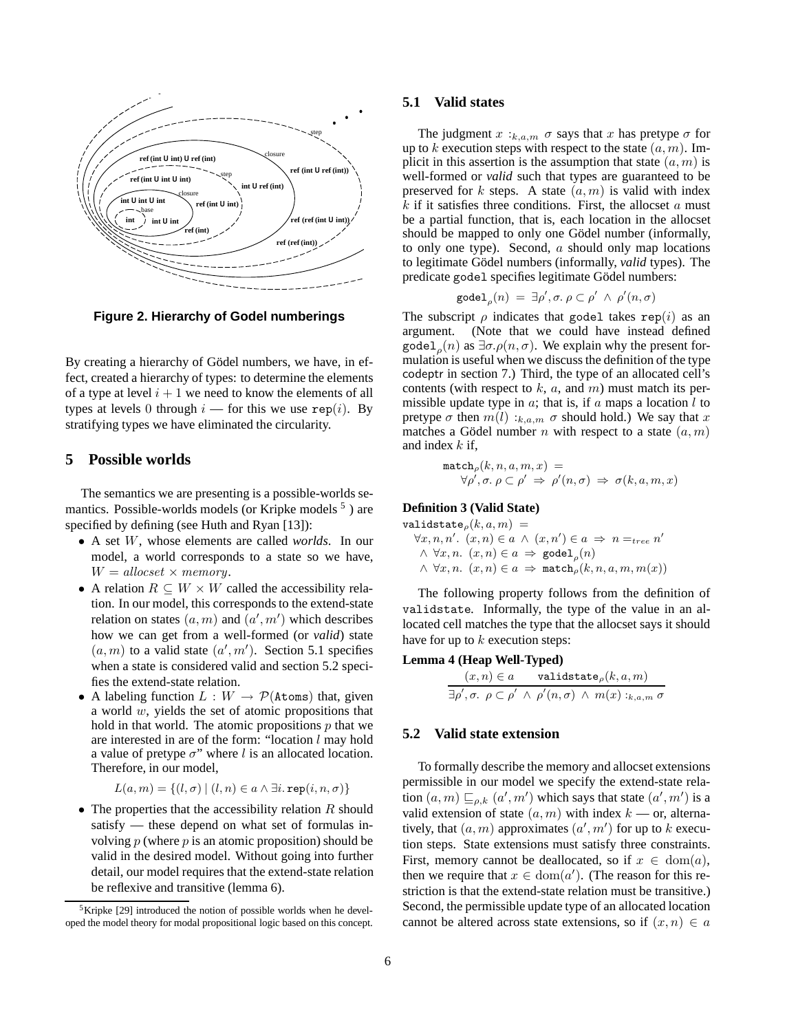**Figure 2. Hierarchy of Godel numberings**

By creating a hierarchy of Gödel numbers, we have, in effect, created a hierarchy of types: to determine the elements of a type at level $i+1$ we need to know the elements of all types at levels 0 through $i$ — for this we use $\mathtt{rep}(i)$. By stratifying types we have eliminated the circularity.

## 5 Possible worlds

The semantics we are presenting is a possible-worlds semantics. Possible-worlds models (or Kripke models [5] ) are specified by defining (see Huth and Ryan [13]):

- A set $W$, whose elements are called *worlds*. In our model, a world corresponds to a state so we have, $W = allocset \times memory$.
- A relation $R \subseteq W \times W$ called the accessibility relation. In our model, this corresponds to the extend-state relation on states $(a, m)$ and $(a', m')$ which describes how we can get from a well-formed (or *valid*) state $(a, m)$ to a valid state $(a', m')$. Section 5.1 specifies when a state is considered valid and section 5.2 specifies the extend-state relation.
- A labeling function $L : W \rightarrow \mathcal{P}(\mathtt{Atoms})$ that, given a world $w$, yields the set of atomic propositions that hold in that world. The atomic propositions $p$ that we are interested in are of the form: "location $l$ may hold a value of pretype $\sigma$" where $l$ is an allocated location. Therefore, in our model,

$$L(a, m) = \{(l, \sigma) \mid (l, n) \in a \land \exists i. \mathtt{rep}(i, n, \sigma)\}$$

- The properties that the accessibility relation $R$ should satisfy — these depend on what set of formulas involving $p$ (where $p$ is an atomic proposition) should be valid in the desired model. Without going into further detail, our model requires that the extend-state relation be reflexive and transitive (lemma 6).

[5] Kripke [29] introduced the notion of possible worlds when he developed the model theory for modal propositional logic based on this concept.

### 5.1 Valid states

The judgment $x :_{k,a,m} \sigma$ says that $x$ has pretype $\sigma$ for up to $k$ execution steps with respect to the state $(a, m)$. Implicit in this assertion is the assumption that state $(a, m)$ is well-formed or *valid* such that types are guaranteed to be preserved for $k$ steps. A state $(a, m)$ is valid with index $k$ if it satisfies three conditions. First, the allocset $a$ must be a partial function, that is, each location in the allocset should be mapped to only one Gödel number (informally, to only one type). Second, $a$ should only map locations to legitimate Gödel numbers (informally, *valid* types). The predicate godel specifies legitimate Gödel numbers:

$$\mathtt{godel}_\rho(n) \;=\; \exists \rho', \sigma.\ \rho \subset \rho' \;\land\; \rho'(n, \sigma)$$

The subscript $\rho$ indicates that godel takes $\mathtt{rep}(i)$ as an argument. (Note that we could have instead defined $\mathtt{godel}_\rho(n)$ as $\exists \sigma. \rho(n, \sigma)$. We explain why the present formulation is useful when we discuss the definition of the type codeptr in section 7.) Third, the type of an allocated cell's contents (with respect to $k$, $a$, and $m$) must match its permissible update type in $a$; that is, if $a$ maps a location $l$ to pretype $\sigma$ then $m(l) :_{k,a,m} \sigma$ should hold.) We say that $x$ matches a Gödel number $n$ with respect to a state $(a, m)$ and index $k$ if,

$$\mathtt{match}_\rho(k, n, a, m, x) \;=\; \forall \rho', \sigma.\ \rho \subset \rho' \;\Rightarrow\; \rho'(n, \sigma) \;\Rightarrow\; \sigma(k, a, m, x)$$

**Definition 3 (Valid State)**

$$\begin{array}{l}\mathtt{validstate}_\rho(k, a, m) \;= \\ \quad \forall x, n, n'.\ (x, n) \in a \;\land\; (x, n') \in a \;\Rightarrow\; n =_{tree} n' \\ \quad \land\ \forall x, n.\ (x, n) \in a \;\Rightarrow\; \mathtt{godel}_\rho(n) \\ \quad \land\ \forall x, n.\ (x, n) \in a \;\Rightarrow\; \mathtt{match}_\rho(k, n, a, m, m(x))\end{array}$$

The following property follows from the definition of validstate. Informally, the type of the value in an allocated cell matches the type that the allocset says it should have for up to $k$ execution steps:

**Lemma 4 (Heap Well-Typed)**

$$\frac{(x, n) \in a \qquad \mathtt{validstate}_\rho(k, a, m)}{\exists \rho', \sigma.\ \rho \subset \rho' \;\land\; \rho'(n, \sigma) \;\land\; m(x) :_{k,a,m} \sigma}$$

### 5.2 Valid state extension

To formally describe the memory and allocset extensions permissible in our model we specify the extend-state relation $(a, m) \sqsubseteq_{\rho,k} (a', m')$ which says that state $(a', m')$ is a valid extension of state $(a, m)$ with index $k$ — or, alternatively, that $(a, m)$ approximates $(a', m')$ for up to $k$ execution steps. State extensions must satisfy three constraints. First, memory cannot be deallocated, so if $x \in \mathrm{dom}(a)$, then we require that $x \in \mathrm{dom}(a')$. (The reason for this restriction is that the extend-state relation must be transitive.) Second, the permissible update type of an allocated location cannot be altered across state extensions, so if $(x, n) \in a$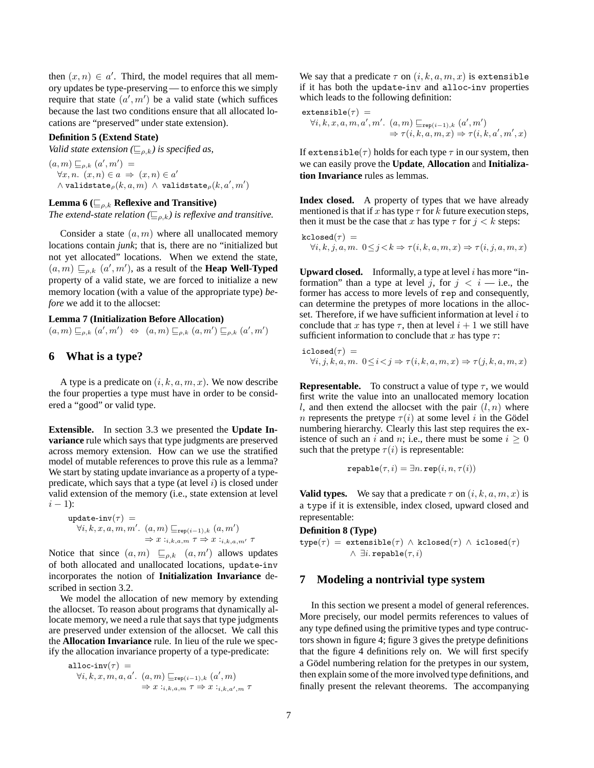then $(x, n) \in a'$. Third, the model requires that all memory updates be type-preserving — to enforce this we simply require that state $(a', m')$ be a valid state (which suffices because the last two conditions ensure that all allocated locations are "preserved" under state extension).

**Definition 5 (Extend State)**
*Valid state extension ($\sqsubseteq_{\rho,k}$) is specified as,*

$$
\begin{aligned}
&(a, m) \sqsubseteq_{\rho,k} (a', m') \; = \\
&\quad \forall x, n.\ (x, n) \in a \Rightarrow (x, n) \in a' \\
&\quad \wedge\ \mathtt{validstate}_\rho(k, a, m)\ \wedge\ \mathtt{validstate}_\rho(k, a', m')
\end{aligned}
$$

**Lemma 6 ($\sqsubseteq_{\rho,k}$ Reflexive and Transitive)**
*The extend-state relation ($\sqsubseteq_{\rho,k}$) is reflexive and transitive.*

Consider a state $(a, m)$ where all unallocated memory locations contain *junk*; that is, there are no "initialized but not yet allocated" locations. When we extend the state, $(a, m) \sqsubseteq_{\rho,k} (a', m')$, as a result of the **Heap Well-Typed** property of a valid state, we are forced to initialize a new memory location (with a value of the appropriate type) *before* we add it to the allocset:

**Lemma 7 (Initialization Before Allocation)**

$$(a, m) \sqsubseteq_{\rho,k} (a', m') \;\Leftrightarrow\; (a, m) \sqsubseteq_{\rho,k} (a, m') \sqsubseteq_{\rho,k} (a', m')$$

## 6 What is a type?

A type is a predicate on $(i, k, a, m, x)$. We now describe the four properties a type must have in order to be considered a "good" or valid type.

**Extensible.** In section 3.3 we presented the **Update Invariance** rule which says that type judgments are preserved across memory extension. How can we use the stratified model of mutable references to prove this rule as a lemma? We start by stating update invariance as a property of a type-predicate, which says that a type (at level $i$) is closed under valid extension of the memory (i.e., state extension at level $i-1$):

$$
\begin{aligned}
&\mathtt{update\text{-}inv}(\tau) \; = \\
&\quad \forall i, k, x, a, m, m'.\ (a, m) \sqsubseteq_{\mathtt{rep}(i-1),k} (a, m') \\
&\qquad\qquad \Rightarrow x :_{i,k,a,m} \tau \Rightarrow x :_{i,k,a,m'} \tau
\end{aligned}
$$

Notice that since $(a, m) \sqsubseteq_{\rho,k} (a, m')$ allows updates of both allocated and unallocated locations, update-inv incorporates the notion of **Initialization Invariance** described in section 3.2.

We model the allocation of new memory by extending the allocset. To reason about programs that dynamically allocate memory, we need a rule that says that type judgments are preserved under extension of the allocset. We call this the **Allocation Invariance** rule. In lieu of the rule we specify the allocation invariance property of a type-predicate:

$$
\begin{aligned}
&\mathtt{alloc\text{-}inv}(\tau) \; = \\
&\quad \forall i, k, x, m, a, a'.\ (a, m) \sqsubseteq_{\mathtt{rep}(i-1),k} (a', m) \\
&\qquad\qquad \Rightarrow x :_{i,k,a,m} \tau \Rightarrow x :_{i,k,a',m} \tau
\end{aligned}
$$

We say that a predicate $\tau$ on $(i, k, a, m, x)$ is extensible if it has both the update-inv and alloc-inv properties which leads to the following definition:

$$
\begin{aligned}
&\mathtt{extensible}(\tau) \; = \\
&\quad \forall i, k, x, a, m, a', m'.\ (a, m) \sqsubseteq_{\mathtt{rep}(i-1),k} (a', m') \\
&\qquad\qquad \Rightarrow \tau(i, k, a, m, x) \Rightarrow \tau(i, k, a', m', x)
\end{aligned}
$$

If extensible($\tau$) holds for each type $\tau$ in our system, then we can easily prove the **Update**, **Allocation** and **Initialization Invariance** rules as lemmas.

**Index closed.** A property of types that we have already mentioned is that if $x$ has type $\tau$ for $k$ future execution steps, then it must be the case that $x$ has type $\tau$ for $j < k$ steps:

$$
\begin{aligned}
&\mathtt{kclosed}(\tau) \; = \\
&\quad \forall i, k, j, a, m.\ 0 \le j < k \Rightarrow \tau(i, k, a, m, x) \Rightarrow \tau(i, j, a, m, x)
\end{aligned}
$$

**Upward closed.** Informally, a type at level $i$ has more "information" than a type at level $j$, for $j < i$ — i.e., the former has access to more levels of rep and consequently, can determine the pretypes of more locations in the allocset. Therefore, if we have sufficient information at level $i$ to conclude that $x$ has type $\tau$, then at level $i+1$ we still have sufficient information to conclude that $x$ has type $\tau$:

$$
\begin{aligned}
&\mathtt{iclosed}(\tau) \; = \\
&\quad \forall i, j, k, a, m.\ 0 \le i < j \Rightarrow \tau(i, k, a, m, x) \Rightarrow \tau(j, k, a, m, x)
\end{aligned}
$$

**Representable.** To construct a value of type $\tau$, we would first write the value into an unallocated memory location $l$, and then extend the allocset with the pair $(l, n)$ where $n$ represents the pretype $\tau(i)$ at some level $i$ in the Gödel numbering hierarchy. Clearly this last step requires the existence of such an $i$ and $n$; i.e., there must be some $i \ge 0$ such that the pretype $\tau(i)$ is representable:

$$\mathtt{repable}(\tau, i) = \exists n.\, \mathtt{rep}(i, n, \tau(i))$$

**Valid types.** We say that a predicate $\tau$ on $(i, k, a, m, x)$ is a type if it is extensible, index closed, upward closed and representable:

**Definition 8 (Type)**

$$
\begin{aligned}
\mathtt{type}(\tau) \; = \; &\mathtt{extensible}(\tau)\ \wedge\ \mathtt{kclosed}(\tau)\ \wedge\ \mathtt{iclosed}(\tau) \\
&\wedge\ \exists i.\, \mathtt{repable}(\tau, i)
\end{aligned}
$$

## 7 Modeling a nontrivial type system

In this section we present a model of general references. More precisely, our model permits references to values of any type defined using the primitive types and type contructors shown in figure 4; figure 3 gives the pretype definitions that the figure 4 definitions rely on. We will first specify a Gödel numbering relation for the pretypes in our system, then explain some of the more involved type definitions, and finally present the relevant theorems. The accompanying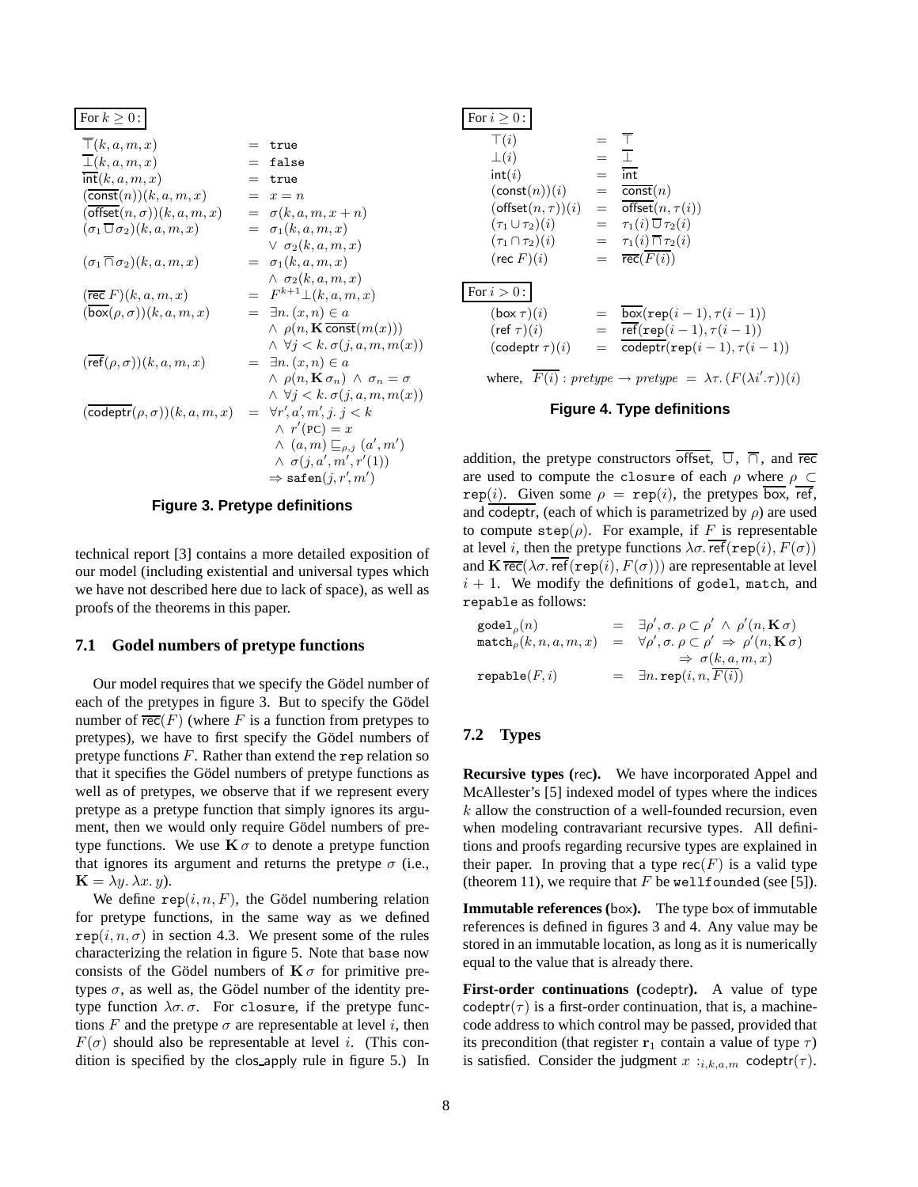For $k \geq 0$:

$$
\begin{aligned}
\overline{\top}(k,a,m,x) &= \texttt{true}\\
\overline{\bot}(k,a,m,x) &= \texttt{false}\\
\overline{\mathsf{int}}(k,a,m,x) &= \texttt{true}\\
(\overline{\mathsf{const}}(n))(k,a,m,x) &= x = n\\
(\overline{\mathsf{offset}}(n,\sigma))(k,a,m,x) &= \sigma(k,a,m,x+n)\\
(\sigma_1 \,\overline{\cup}\, \sigma_2)(k,a,m,x) &= \sigma_1(k,a,m,x)\\
&\quad \vee\ \sigma_2(k,a,m,x)\\
(\sigma_1 \,\overline{\cap}\, \sigma_2)(k,a,m,x) &= \sigma_1(k,a,m,x)\\
&\quad \wedge\ \sigma_2(k,a,m,x)\\
(\overline{\mathsf{rec}}\, F)(k,a,m,x) &= F^{k+1}\bot(k,a,m,x)\\
(\overline{\mathsf{box}}(\rho,\sigma))(k,a,m,x) &= \exists n.\, (x,n) \in a\\
&\quad \wedge\ \rho(n, \mathbf{K}\,\overline{\mathsf{const}}(m(x)))\\
&\quad \wedge\ \forall j < k.\, \sigma(j,a,m,m(x))\\
(\overline{\mathsf{ref}}(\rho,\sigma))(k,a,m,x) &= \exists n.\, (x,n) \in a\\
&\quad \wedge\ \rho(n, \mathbf{K}\,\sigma_n)\ \wedge\ \sigma_n = \sigma\\
&\quad \wedge\ \forall j < k.\, \sigma(j,a,m,m(x))\\
(\overline{\mathsf{codeptr}}(\rho,\sigma))(k,a,m,x) &= \forall r', a', m', j.\ j < k\\
&\quad \wedge\ r'(\textsc{pc}) = x\\
&\quad \wedge\ (a,m) \sqsubseteq_{\rho,j} (a',m')\\
&\quad \wedge\ \sigma(j,a',m',r'(1))\\
&\quad \Rightarrow \texttt{safen}(j,r',m')
\end{aligned}
$$

**Figure 3. Pretype definitions**

technical report [3] contains a more detailed exposition of our model (including existential and universal types which we have not described here due to lack of space), as well as proofs of the theorems in this paper.

### 7.1 Godel numbers of pretype functions

Our model requires that we specify the Gödel number of each of the pretypes in figure 3. But to specify the Gödel number of $\overline{\mathsf{rec}}(F)$ (where $F$ is a function from pretypes to pretypes), we have to first specify the Gödel numbers of pretype functions $F$. Rather than extend the `rep` relation so that it specifies the Gödel numbers of pretype functions as well as of pretypes, we observe that if we represent every pretype as a pretype function that simply ignores its argument, then we would only require Gödel numbers of pretype functions. We use $\mathbf{K}\,\sigma$ to denote a pretype function that ignores its argument and returns the pretype $\sigma$ (i.e., $\mathbf{K} = \lambda y.\,\lambda x.\,y$).

We define $\texttt{rep}(i,n,F)$, the Gödel numbering relation for pretype functions, in the same way as we defined $\texttt{rep}(i,n,\sigma)$ in section 4.3. We present some of the rules characterizing the relation in figure 5. Note that `base` now consists of the Gödel numbers of $\mathbf{K}\,\sigma$ for primitive pretypes $\sigma$, as well as, the Gödel number of the identity pretype function $\lambda\sigma.\,\sigma$. For `closure`, if the pretype functions $F$ and the pretype $\sigma$ are representable at level $i$, then $F(\sigma)$ should also be representable at level $i$. (This condition is specified by the clos_apply rule in figure 5.) In addition, the pretype constructors $\overline{\mathsf{offset}}$, $\overline{\cup}$, $\overline{\cap}$, and $\overline{\mathsf{rec}}$ are used to compute the `closure` of each $\rho$ where $\rho \subset \texttt{rep}(i)$. Given some $\rho = \texttt{rep}(i)$, the pretypes $\overline{\mathsf{box}}$, $\overline{\mathsf{ref}}$, and $\overline{\mathsf{codeptr}}$, (each of which is parametrized by $\rho$) are used to compute $\texttt{step}(\rho)$. For example, if $F$ is representable at level $i$, then the pretype functions $\lambda\sigma.\,\overline{\mathsf{ref}}(\texttt{rep}(i), F(\sigma))$ and $\mathbf{K}\,\overline{\mathsf{rec}}(\lambda\sigma.\,\overline{\mathsf{ref}}(\texttt{rep}(i), F(\sigma)))$ are representable at level $i+1$. We modify the definitions of `godel`, `match`, and `repable` as follows:

$$
\begin{aligned}
\texttt{godel}_\rho(n) &= \exists \rho', \sigma.\ \rho \subset \rho' \ \wedge\ \rho'(n, \mathbf{K}\,\sigma)\\
\texttt{match}_\rho(k,n,a,m,x) &= \forall \rho', \sigma.\ \rho \subset \rho' \ \Rightarrow\ \rho'(n, \mathbf{K}\,\sigma)\\
&\qquad \Rightarrow\ \sigma(k,a,m,x)\\
\texttt{repable}(F,i) &= \exists n.\, \texttt{rep}(i,n,\overline{F(i)})
\end{aligned}
$$

For $i \geq 0$:

$$
\begin{aligned}
\top(i) &= \overline{\top}\\
\bot(i) &= \overline{\bot}\\
\mathsf{int}(i) &= \overline{\mathsf{int}}\\
(\mathsf{const}(n))(i) &= \overline{\mathsf{const}}(n)\\
(\mathsf{offset}(n,\tau))(i) &= \overline{\mathsf{offset}}(n,\tau(i))\\
(\tau_1 \cup \tau_2)(i) &= \tau_1(i) \,\overline{\cup}\, \tau_2(i)\\
(\tau_1 \cap \tau_2)(i) &= \tau_1(i) \,\overline{\cap}\, \tau_2(i)\\
(\mathsf{rec}\, F)(i) &= \overline{\mathsf{rec}}(\overline{F(i)})
\end{aligned}
$$

For $i > 0$:

$$
\begin{aligned}
(\mathsf{box}\,\tau)(i) &= \overline{\mathsf{box}}(\texttt{rep}(i-1), \tau(i-1))\\
(\mathsf{ref}\,\tau)(i) &= \overline{\mathsf{ref}}(\texttt{rep}(i-1), \tau(i-1))\\
(\mathsf{codeptr}\,\tau)(i) &= \overline{\mathsf{codeptr}}(\texttt{rep}(i-1), \tau(i-1))
\end{aligned}
$$

where, $\overline{F(i)} : \mathit{pretype} \to \mathit{pretype} \ = \ \lambda\tau.\,(F(\lambda i'.\tau))(i)$

**Figure 4. Type definitions**

### 7.2 Types

**Recursive types (rec).** We have incorporated Appel and McAllester's [5] indexed model of types where the indices $k$ allow the construction of a well-founded recursion, even when modeling contravariant recursive types. All definitions and proofs regarding recursive types are explained in their paper. In proving that a type $\mathsf{rec}(F)$ is a valid type (theorem 11), we require that $F$ be `wellfounded` (see [5]).

**Immutable references (box).** The type box of immutable references is defined in figures 3 and 4. Any value may be stored in an immutable location, as long as it is numerically equal to the value that is already there.

**First-order continuations (codeptr).** A value of type $\mathsf{codeptr}(\tau)$ is a first-order continuation, that is, a machine-code address to which control may be passed, provided that its precondition (that register $\mathbf{r}_1$ contain a value of type $\tau$) is satisfied. Consider the judgment $x :_{i,k,a,m} \mathsf{codeptr}(\tau)$.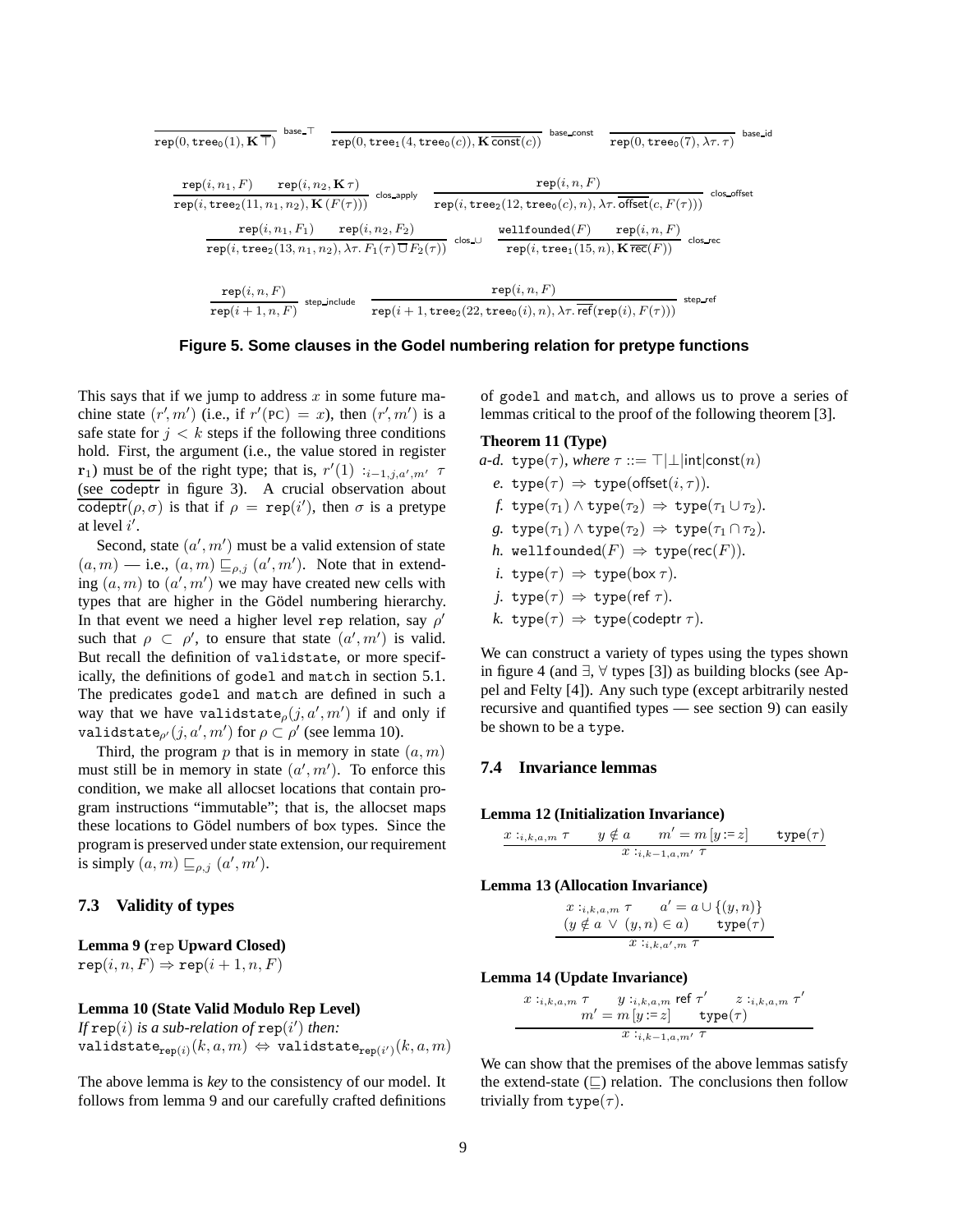$$\frac{}{\mathtt{rep}(0, \mathtt{tree}_0(1), \mathbf{K}\,\overline{\top})}\ \textsf{base\_}\top \qquad \frac{}{\mathtt{rep}(0, \mathtt{tree}_1(4, \mathtt{tree}_0(c)), \mathbf{K}\,\overline{\mathsf{const}}(c))}\ \textsf{base\_const} \qquad \frac{}{\mathtt{rep}(0, \mathtt{tree}_0(7), \lambda\tau.\,\tau)}\ \textsf{base\_id}$$

$$\frac{\mathtt{rep}(i, n_1, F) \qquad \mathtt{rep}(i, n_2, \mathbf{K}\,\tau)}{\mathtt{rep}(i, \mathtt{tree}_2(11, n_1, n_2), \mathbf{K}\,(F(\tau)))}\ \textsf{clos\_apply} \qquad \frac{\mathtt{rep}(i, n, F)}{\mathtt{rep}(i, \mathtt{tree}_2(12, \mathtt{tree}_0(c), n), \lambda\tau.\,\overline{\mathsf{offset}}(c, F(\tau)))}\ \textsf{clos\_offset}$$

$$\frac{\mathtt{rep}(i, n_1, F_1) \qquad \mathtt{rep}(i, n_2, F_2)}{\mathtt{rep}(i, \mathtt{tree}_2(13, n_1, n_2), \lambda\tau.\,F_1(\tau)\,\overline{\cup}\,F_2(\tau))}\ \textsf{clos\_}\cup \qquad \frac{\mathtt{wellfounded}(F) \qquad \mathtt{rep}(i, n, F)}{\mathtt{rep}(i, \mathtt{tree}_1(15, n), \mathbf{K}\,\overline{\mathsf{rec}}(F))}\ \textsf{clos\_rec}$$

$$\frac{\mathtt{rep}(i, n, F)}{\mathtt{rep}(i+1, n, F)}\ \textsf{step\_include} \qquad \frac{\mathtt{rep}(i, n, F)}{\mathtt{rep}(i+1, \mathtt{tree}_2(22, \mathtt{tree}_0(i), n), \lambda\tau.\,\overline{\mathsf{ref}}(\mathtt{rep}(i), F(\tau)))}\ \textsf{step\_ref}$$

**Figure 5. Some clauses in the Godel numbering relation for pretype functions**

This says that if we jump to address $x$ in some future machine state $(r', m')$ (i.e., if $r'(\text{PC}) = x$), then $(r', m')$ is a safe state for $j < k$ steps if the following three conditions hold. First, the argument (i.e., the value stored in register $\mathbf{r}_1$) must be of the right type; that is, $r'(1) :_{i-1,j,a',m'} \tau$ (see $\overline{\text{codeptr}}$ in figure 3). A crucial observation about $\overline{\text{codeptr}}(\rho, \sigma)$ is that if $\rho = \mathtt{rep}(i')$, then $\sigma$ is a pretype at level $i'$.

Second, state $(a', m')$ must be a valid extension of state $(a, m)$ — i.e., $(a, m) \sqsubseteq_{\rho,j} (a', m')$. Note that in extending $(a, m)$ to $(a', m')$ we may have created new cells with types that are higher in the Gödel numbering hierarchy. In that event we need a higher level rep relation, say $\rho'$ such that $\rho \subset \rho'$, to ensure that state $(a', m')$ is valid. But recall the definition of validstate, or more specifically, the definitions of godel and match in section 5.1. The predicates godel and match are defined in such a way that we have $\mathtt{validstate}_\rho(j, a', m')$ if and only if $\mathtt{validstate}_{\rho'}(j, a', m')$ for $\rho \subset \rho'$ (see lemma 10).

Third, the program $p$ that is in memory in state $(a, m)$ must still be in memory in state $(a', m')$. To enforce this condition, we make all allocset locations that contain program instructions "immutable"; that is, the allocset maps these locations to Gödel numbers of box types. Since the program is preserved under state extension, our requirement is simply $(a, m) \sqsubseteq_{\rho,j} (a', m')$.

### 7.3 Validity of types

**Lemma 9 (rep Upward Closed)**
$\mathtt{rep}(i, n, F) \Rightarrow \mathtt{rep}(i+1, n, F)$

**Lemma 10 (State Valid Modulo Rep Level)**
*If* $\mathtt{rep}(i)$ *is a sub-relation of* $\mathtt{rep}(i')$ *then:*
$\mathtt{validstate}_{\mathtt{rep}(i)}(k, a, m) \Leftrightarrow \mathtt{validstate}_{\mathtt{rep}(i')}(k, a, m)$

The above lemma is *key* to the consistency of our model. It follows from lemma 9 and our carefully crafted definitions of godel and match, and allows us to prove a series of lemmas critical to the proof of the following theorem [3].

**Theorem 11 (Type)**

*a-d.* $\mathtt{type}(\tau)$, *where* $\tau ::= \top|\bot|\mathsf{int}|\mathsf{const}(n)$

*e.* $\mathtt{type}(\tau) \Rightarrow \mathtt{type}(\mathsf{offset}(i, \tau))$.

*f.* $\mathtt{type}(\tau_1) \wedge \mathtt{type}(\tau_2) \Rightarrow \mathtt{type}(\tau_1 \cup \tau_2)$.

*g.* $\mathtt{type}(\tau_1) \wedge \mathtt{type}(\tau_2) \Rightarrow \mathtt{type}(\tau_1 \cap \tau_2)$.

*h.* $\mathtt{wellfounded}(F) \Rightarrow \mathtt{type}(\mathsf{rec}(F))$.

*i.* $\mathtt{type}(\tau) \Rightarrow \mathtt{type}(\mathsf{box}\,\tau)$.

*j.* $\mathtt{type}(\tau) \Rightarrow \mathtt{type}(\mathsf{ref}\,\tau)$.

*k.* $\mathtt{type}(\tau) \Rightarrow \mathtt{type}(\mathsf{codeptr}\,\tau)$.

We can construct a variety of types using the types shown in figure 4 (and $\exists$, $\forall$ types [3]) as building blocks (see Appel and Felty [4]). Any such type (except arbitrarily nested recursive and quantified types — see section 9) can easily be shown to be a type.

### 7.4 Invariance lemmas

**Lemma 12 (Initialization Invariance)**

$$\frac{x :_{i,k,a,m} \tau \qquad y \notin a \qquad m' = m\,[y := z] \qquad \mathtt{type}(\tau)}{x :_{i,k-1,a,m'} \tau}$$

**Lemma 13 (Allocation Invariance)**

$$\frac{\begin{array}{c} x :_{i,k,a,m} \tau \qquad a' = a \cup \{(y, n)\} \\ (y \notin a \ \vee\ (y, n) \in a) \qquad \mathtt{type}(\tau) \end{array}}{x :_{i,k,a',m} \tau}$$

**Lemma 14 (Update Invariance)**

$$\frac{\begin{array}{c} x :_{i,k,a,m} \tau \qquad y :_{i,k,a,m} \mathsf{ref}\ \tau' \qquad z :_{i,k,a,m} \tau' \\ m' = m\,[y := z] \qquad \mathtt{type}(\tau) \end{array}}{x :_{i,k-1,a,m'} \tau}$$

We can show that the premises of the above lemmas satisfy the extend-state ($\sqsubseteq$) relation. The conclusions then follow trivially from $\mathtt{type}(\tau)$.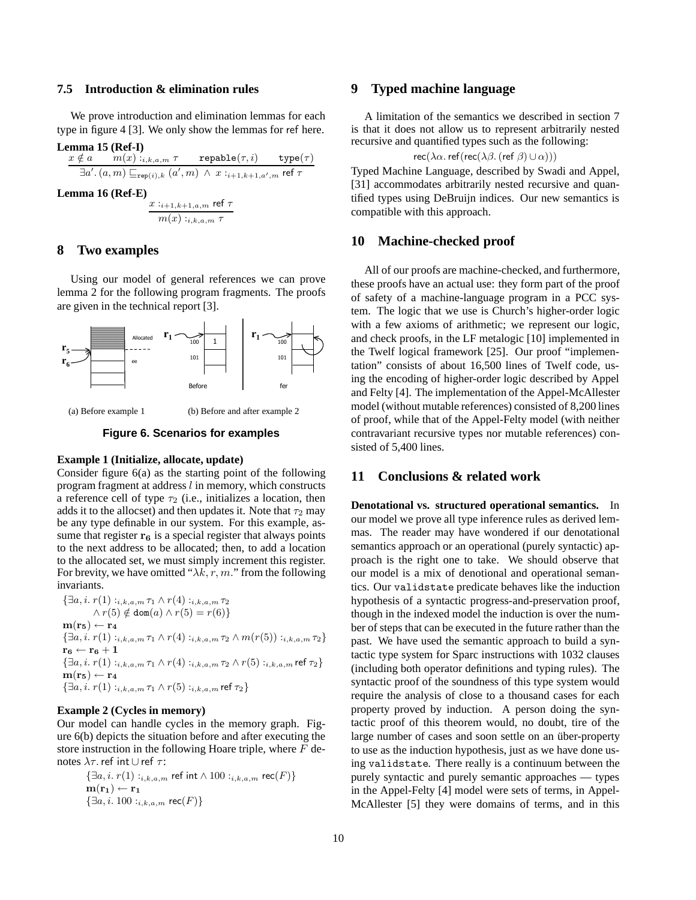### 7.5 Introduction & elimination rules

We prove introduction and elimination lemmas for each type in figure 4 [3]. We only show the lemmas for ref here.

**Lemma 15 (Ref-I)**

$$\frac{x \notin a \qquad m(x) :_{i,k,a,m} \tau \qquad \texttt{repable}(\tau, i) \qquad \texttt{type}(\tau)}{\exists a'. (a, m) \sqsubseteq_{\texttt{rep}(i),k} (a', m) \;\wedge\; x :_{i+1,k+1,a',m} \mathsf{ref}\ \tau}$$

**Lemma 16 (Ref-E)**

$$\frac{x :_{i+1,k+1,a,m} \mathsf{ref}\ \tau}{m(x) :_{i,k,a,m} \tau}$$

## 8 Two examples

Using our model of general references we can prove lemma 2 for the following program fragments. The proofs are given in the technical report [3].

(a) Before example 1 (b) Before and after example 2

**Figure 6. Scenarios for examples**

**Example 1 (Initialize, allocate, update)**
Consider figure 6(a) as the starting point of the following program fragment at address $l$ in memory, which constructs a reference cell of type $\tau_2$ (i.e., initializes a location, then adds it to the allocset) and then updates it. Note that $\tau_2$ may be any type definable in our system. For this example, assume that register $\mathbf{r_6}$ is a special register that always points to the next address to be allocated; then, to add a location to the allocated set, we must simply increment this register. For brevity, we have omitted "$\lambda k, r, m.$" from the following invariants.

$\{\exists a, i.\ r(1) :_{i,k,a,m} \tau_1 \wedge r(4) :_{i,k,a,m} \tau_2$
$\quad \wedge\ r(5) \notin \mathtt{dom}(a) \wedge r(5) = r(6)\}$
$\mathbf{m(r_5) \leftarrow r_4}$
$\{\exists a, i.\ r(1) :_{i,k,a,m} \tau_1 \wedge r(4) :_{i,k,a,m} \tau_2 \wedge m(r(5)) :_{i,k,a,m} \tau_2\}$
$\mathbf{r_6 \leftarrow r_6 + 1}$
$\{\exists a, i.\ r(1) :_{i,k,a,m} \tau_1 \wedge r(4) :_{i,k,a,m} \tau_2 \wedge r(5) :_{i,k,a,m} \mathsf{ref}\ \tau_2\}$
$\mathbf{m(r_5) \leftarrow r_4}$
$\{\exists a, i.\ r(1) :_{i,k,a,m} \tau_1 \wedge r(5) :_{i,k,a,m} \mathsf{ref}\ \tau_2\}$

**Example 2 (Cycles in memory)**
Our model can handle cycles in the memory graph. Figure 6(b) depicts the situation before and after executing the store instruction in the following Hoare triple, where $F$ denotes $\lambda\tau.\ \mathsf{ref\ int} \cup \mathsf{ref}\ \tau$:

$\{\exists a, i.\ r(1) :_{i,k,a,m} \mathsf{ref\ int} \wedge 100 :_{i,k,a,m} \mathsf{rec}(F)\}$
$\mathbf{m(r_1) \leftarrow r_1}$
$\{\exists a, i.\ 100 :_{i,k,a,m} \mathsf{rec}(F)\}$

## 9 Typed machine language

A limitation of the semantics we described in section 7 is that it does not allow us to represent arbitrarily nested recursive and quantified types such as the following:

$$\mathsf{rec}(\lambda\alpha.\ \mathsf{ref}(\mathsf{rec}(\lambda\beta.\ (\mathsf{ref}\ \beta) \cup \alpha)))$$

Typed Machine Language, described by Swadi and Appel, [31] accommodates arbitrarily nested recursive and quantified types using DeBruijn indices. Our new semantics is compatible with this approach.

## 10 Machine-checked proof

All of our proofs are machine-checked, and furthermore, these proofs have an actual use: they form part of the proof of safety of a machine-language program in a PCC system. The logic that we use is Church's higher-order logic with a few axioms of arithmetic; we represent our logic, and check proofs, in the LF metalogic [10] implemented in the Twelf logical framework [25]. Our proof "implementation" consists of about 16,500 lines of Twelf code, using the encoding of higher-order logic described by Appel and Felty [4]. The implementation of the Appel-McAllester model (without mutable references) consisted of 8,200 lines of proof, while that of the Appel-Felty model (with neither contravariant recursive types nor mutable references) consisted of 5,400 lines.

## 11 Conclusions & related work

**Denotational vs. structured operational semantics.** In our model we prove all type inference rules as derived lemmas. The reader may have wondered if our denotational semantics approach or an operational (purely syntactic) approach is the right one to take. We should observe that our model is a mix of denotional and operational semantics. Our `validstate` predicate behaves like the induction hypothesis of a syntactic progress-and-preservation proof, though in the indexed model the induction is over the number of steps that can be executed in the future rather than the past. We have used the semantic approach to build a syntactic type system for Sparc instructions with 1032 clauses (including both operator definitions and typing rules). The syntactic proof of the soundness of this type system would require the analysis of close to a thousand cases for each property proved by induction. A person doing the syntactic proof of this theorem would, no doubt, tire of the large number of cases and soon settle on an über-property to use as the induction hypothesis, just as we have done using `validstate`. There really is a continuum between the purely syntactic and purely semantic approaches — types in the Appel-Felty [4] model were sets of terms, in Appel-McAllester [5] they were domains of terms, and in this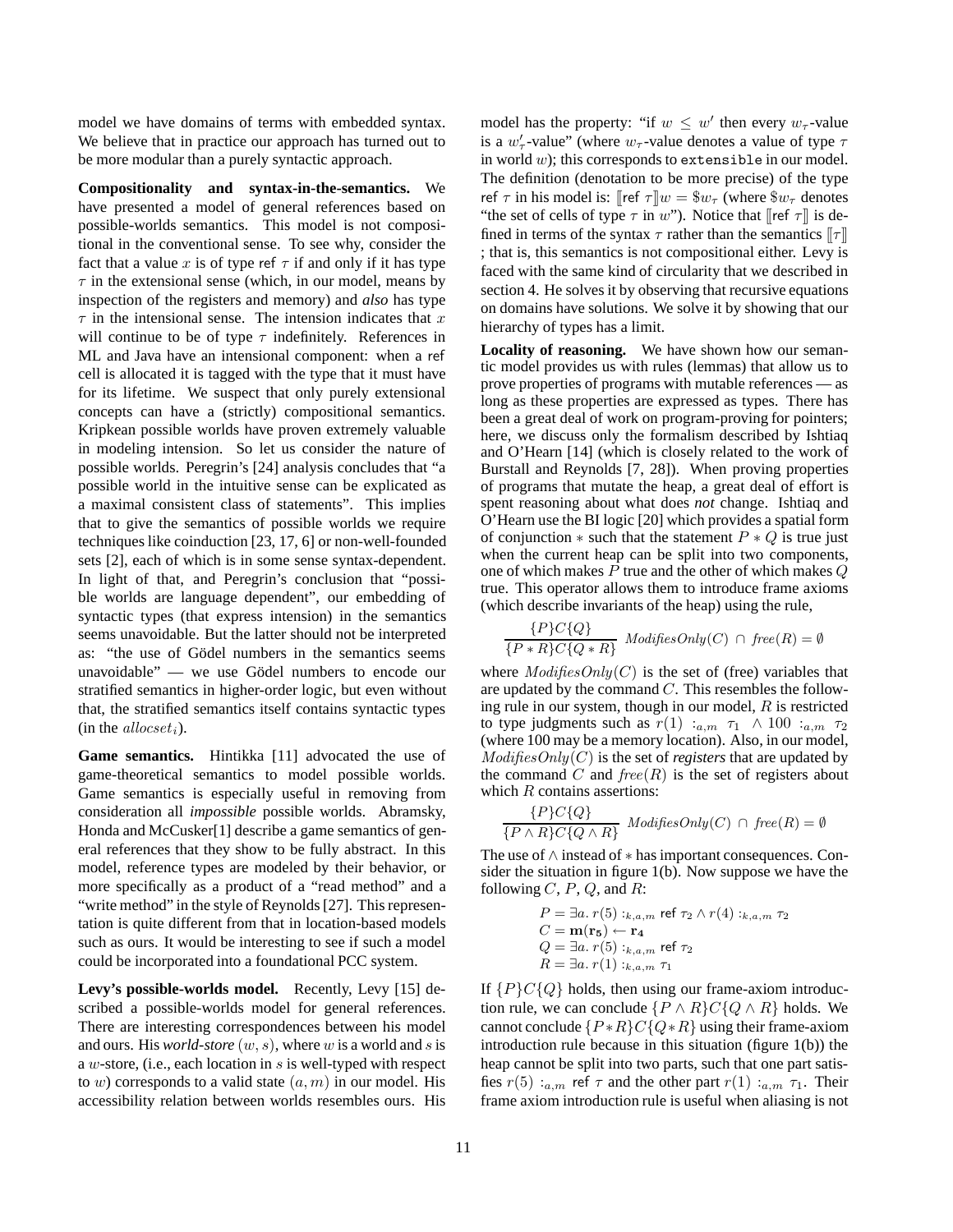model we have domains of terms with embedded syntax. We believe that in practice our approach has turned out to be more modular than a purely syntactic approach.

**Compositionality and syntax-in-the-semantics.** We have presented a model of general references based on possible-worlds semantics. This model is not compositional in the conventional sense. To see why, consider the fact that a value $x$ is of type $\mathsf{ref}\ \tau$ if and only if it has type $\tau$ in the extensional sense (which, in our model, means by inspection of the registers and memory) and *also* has type $\tau$ in the intensional sense. The intension indicates that $x$ will continue to be of type $\tau$ indefinitely. References in ML and Java have an intensional component: when a ref cell is allocated it is tagged with the type that it must have for its lifetime. We suspect that only purely extensional concepts can have a (strictly) compositional semantics. Kripkean possible worlds have proven extremely valuable in modeling intension. So let us consider the nature of possible worlds. Peregrin's [24] analysis concludes that "a possible world in the intuitive sense can be explicated as a maximal consistent class of statements". This implies that to give the semantics of possible worlds we require techniques like coinduction [23, 17, 6] or non-well-founded sets [2], each of which is in some sense syntax-dependent. In light of that, and Peregrin's conclusion that "possible worlds are language dependent", our embedding of syntactic types (that express intension) in the semantics seems unavoidable. But the latter should not be interpreted as: "the use of Gödel numbers in the semantics seems unavoidable" — we use Gödel numbers to encode our stratified semantics in higher-order logic, but even without that, the stratified semantics itself contains syntactic types (in the $allocset_i$).

**Game semantics.** Hintikka [11] advocated the use of game-theoretical semantics to model possible worlds. Game semantics is especially useful in removing from consideration all *impossible* possible worlds. Abramsky, Honda and McCusker[1] describe a game semantics of general references that they show to be fully abstract. In this model, reference types are modeled by their behavior, or more specifically as a product of a "read method" and a "write method" in the style of Reynolds [27]. This representation is quite different from that in location-based models such as ours. It would be interesting to see if such a model could be incorporated into a foundational PCC system.

**Levy's possible-worlds model.** Recently, Levy [15] described a possible-worlds model for general references. There are interesting correspondences between his model and ours. His *world-store* $(w, s)$, where $w$ is a world and $s$ is a $w$-store, (i.e., each location in $s$ is well-typed with respect to $w$) corresponds to a valid state $(a, m)$ in our model. His accessibility relation between worlds resembles ours. His model has the property: "if $w \leq w'$ then every $w_\tau$-value is a $w'_\tau$-value" (where $w_\tau$-value denotes a value of type $\tau$ in world $w$); this corresponds to `extensible` in our model. The definition (denotation to be more precise) of the type $\mathsf{ref}\ \tau$ in his model is: $[\![\mathsf{ref}\ \tau]\!]w = \$w_\tau$ (where $\$w_\tau$ denotes "the set of cells of type $\tau$ in $w$"). Notice that $[\![\mathsf{ref}\ \tau]\!]$ is defined in terms of the syntax $\tau$ rather than the semantics $[\![\tau]\!]$ ; that is, this semantics is not compositional either. Levy is faced with the same kind of circularity that we described in section 4. He solves it by observing that recursive equations on domains have solutions. We solve it by showing that our hierarchy of types has a limit.

**Locality of reasoning.** We have shown how our semantic model provides us with rules (lemmas) that allow us to prove properties of programs with mutable references — as long as these properties are expressed as types. There has been a great deal of work on program-proving for pointers; here, we discuss only the formalism described by Ishtiaq and O'Hearn [14] (which is closely related to the work of Burstall and Reynolds [7, 28]). When proving properties of programs that mutate the heap, a great deal of effort is spent reasoning about what does *not* change. Ishtiaq and O'Hearn use the BI logic [20] which provides a spatial form of conjunction $*$ such that the statement $P * Q$ is true just when the current heap can be split into two components, one of which makes $P$ true and the other of which makes $Q$ true. This operator allows them to introduce frame axioms (which describe invariants of the heap) using the rule,

$$\frac{\{P\}C\{Q\}}{\{P * R\}C\{Q * R\}}\ \ \mathit{ModifiesOnly}(C)\ \cap\ \mathit{free}(R) = \emptyset$$

where $\mathit{ModifiesOnly}(C)$ is the set of (free) variables that are updated by the command $C$. This resembles the following rule in our system, though in our model, $R$ is restricted to type judgments such as $r(1)\ :_{a,m}\ \tau_1\ \wedge 100\ :_{a,m}\ \tau_2$ (where 100 may be a memory location). Also, in our model, $\mathit{ModifiesOnly}(C)$ is the set of *registers* that are updated by the command $C$ and $\mathit{free}(R)$ is the set of registers about which $R$ contains assertions:

$$\frac{\{P\}C\{Q\}}{\{P \wedge R\}C\{Q \wedge R\}}\ \ \mathit{ModifiesOnly}(C)\ \cap\ \mathit{free}(R) = \emptyset$$

The use of $\wedge$ instead of $*$ has important consequences. Consider the situation in figure 1(b). Now suppose we have the following $C$, $P$, $Q$, and $R$:

$$\begin{aligned}
P &= \exists a.\ r(5) :_{k,a,m} \mathsf{ref}\ \tau_2 \wedge r(4) :_{k,a,m} \tau_2 \\
C &= \mathbf{m}(\mathbf{r_5}) \leftarrow \mathbf{r_4} \\
Q &= \exists a.\ r(5) :_{k,a,m} \mathsf{ref}\ \tau_2 \\
R &= \exists a.\ r(1) :_{k,a,m} \tau_1
\end{aligned}$$

If $\{P\}C\{Q\}$ holds, then using our frame-axiom introduction rule, we can conclude $\{P \wedge R\}C\{Q \wedge R\}$ holds. We cannot conclude $\{P * R\}C\{Q * R\}$ using their frame-axiom introduction rule because in this situation (figure 1(b)) the heap cannot be split into two parts, such that one part satisfies $r(5)\ :_{a,m}\ \mathsf{ref}\ \tau$ and the other part $r(1)\ :_{a,m}\ \tau_1$. Their frame axiom introduction rule is useful when aliasing is not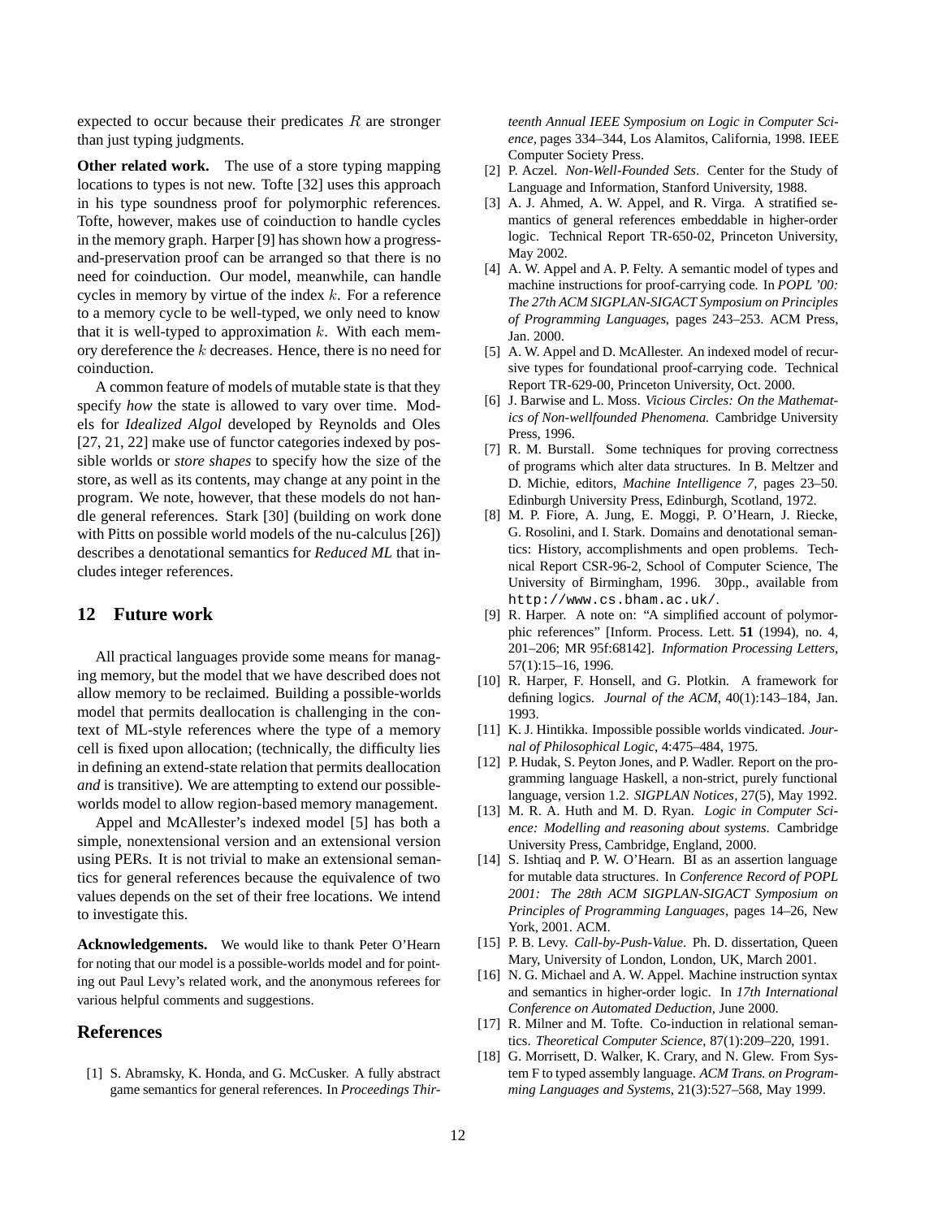expected to occur because their predicates $R$ are stronger than just typing judgments.

**Other related work.** The use of a store typing mapping locations to types is not new. Tofte [32] uses this approach in his type soundness proof for polymorphic references. Tofte, however, makes use of coinduction to handle cycles in the memory graph. Harper [9] has shown how a progress-and-preservation proof can be arranged so that there is no need for coinduction. Our model, meanwhile, can handle cycles in memory by virtue of the index $k$. For a reference to a memory cycle to be well-typed, we only need to know that it is well-typed to approximation $k$. With each memory dereference the $k$ decreases. Hence, there is no need for coinduction.

A common feature of models of mutable state is that they specify *how* the state is allowed to vary over time. Models for *Idealized Algol* developed by Reynolds and Oles [27, 21, 22] make use of functor categories indexed by possible worlds or *store shapes* to specify how the size of the store, as well as its contents, may change at any point in the program. We note, however, that these models do not handle general references. Stark [30] (building on work done with Pitts on possible world models of the nu-calculus [26]) describes a denotational semantics for *Reduced ML* that includes integer references.

## 12 Future work

All practical languages provide some means for managing memory, but the model that we have described does not allow memory to be reclaimed. Building a possible-worlds model that permits deallocation is challenging in the context of ML-style references where the type of a memory cell is fixed upon allocation; (technically, the difficulty lies in defining an extend-state relation that permits deallocation *and* is transitive). We are attempting to extend our possible-worlds model to allow region-based memory management.

Appel and McAllester's indexed model [5] has both a simple, nonextensional version and an extensional version using PERs. It is not trivial to make an extensional semantics for general references because the equivalence of two values depends on the set of their free locations. We intend to investigate this.

**Acknowledgements.** We would like to thank Peter O'Hearn for noting that our model is a possible-worlds model and for pointing out Paul Levy's related work, and the anonymous referees for various helpful comments and suggestions.

## References

[1] S. Abramsky, K. Honda, and G. McCusker. A fully abstract game semantics for general references. In *Proceedings Thirteenth Annual IEEE Symposium on Logic in Computer Science*, pages 334–344, Los Alamitos, California, 1998. IEEE Computer Society Press.

[2] P. Aczel. *Non-Well-Founded Sets*. Center for the Study of Language and Information, Stanford University, 1988.

[3] A. J. Ahmed, A. W. Appel, and R. Virga. A stratified semantics of general references embeddable in higher-order logic. Technical Report TR-650-02, Princeton University, May 2002.

[4] A. W. Appel and A. P. Felty. A semantic model of types and machine instructions for proof-carrying code. In *POPL '00: The 27th ACM SIGPLAN-SIGACT Symposium on Principles of Programming Languages*, pages 243–253. ACM Press, Jan. 2000.

[5] A. W. Appel and D. McAllester. An indexed model of recursive types for foundational proof-carrying code. Technical Report TR-629-00, Princeton University, Oct. 2000.

[6] J. Barwise and L. Moss. *Vicious Circles: On the Mathematics of Non-wellfounded Phenomena.* Cambridge University Press, 1996.

[7] R. M. Burstall. Some techniques for proving correctness of programs which alter data structures. In B. Meltzer and D. Michie, editors, *Machine Intelligence 7*, pages 23–50. Edinburgh University Press, Edinburgh, Scotland, 1972.

[8] M. P. Fiore, A. Jung, E. Moggi, P. O'Hearn, J. Riecke, G. Rosolini, and I. Stark. Domains and denotational semantics: History, accomplishments and open problems. Technical Report CSR-96-2, School of Computer Science, The University of Birmingham, 1996. 30pp., available from `http://www.cs.bham.ac.uk/`.

[9] R. Harper. A note on: "A simplified account of polymorphic references" [Inform. Process. Lett. **51** (1994), no. 4, 201–206; MR 95f:68142]. *Information Processing Letters*, 57(1):15–16, 1996.

[10] R. Harper, F. Honsell, and G. Plotkin. A framework for defining logics. *Journal of the ACM*, 40(1):143–184, Jan. 1993.

[11] K. J. Hintikka. Impossible possible worlds vindicated. *Journal of Philosophical Logic*, 4:475–484, 1975.

[12] P. Hudak, S. Peyton Jones, and P. Wadler. Report on the programming language Haskell, a non-strict, purely functional language, version 1.2. *SIGPLAN Notices*, 27(5), May 1992.

[13] M. R. A. Huth and M. D. Ryan. *Logic in Computer Science: Modelling and reasoning about systems*. Cambridge University Press, Cambridge, England, 2000.

[14] S. Ishtiaq and P. W. O'Hearn. BI as an assertion language for mutable data structures. In *Conference Record of POPL 2001: The 28th ACM SIGPLAN-SIGACT Symposium on Principles of Programming Languages*, pages 14–26, New York, 2001. ACM.

[15] P. B. Levy. *Call-by-Push-Value*. Ph. D. dissertation, Queen Mary, University of London, London, UK, March 2001.

[16] N. G. Michael and A. W. Appel. Machine instruction syntax and semantics in higher-order logic. In *17th International Conference on Automated Deduction*, June 2000.

[17] R. Milner and M. Tofte. Co-induction in relational semantics. *Theoretical Computer Science*, 87(1):209–220, 1991.

[18] G. Morrisett, D. Walker, K. Crary, and N. Glew. From System F to typed assembly language. *ACM Trans. on Programming Languages and Systems*, 21(3):527–568, May 1999.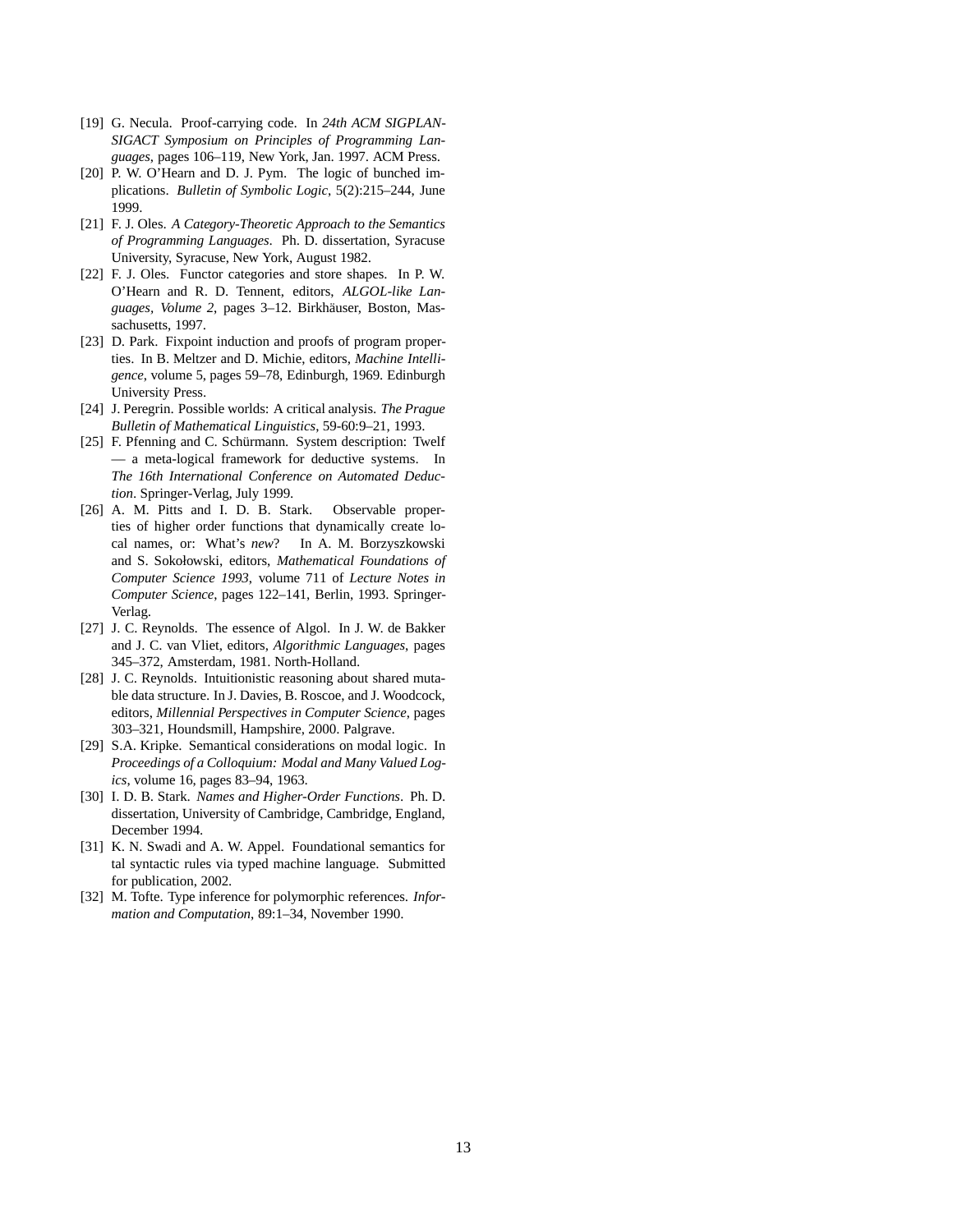- [19] G. Necula. Proof-carrying code. In *24th ACM SIGPLAN-SIGACT Symposium on Principles of Programming Languages*, pages 106–119, New York, Jan. 1997. ACM Press.
- [20] P. W. O'Hearn and D. J. Pym. The logic of bunched implications. *Bulletin of Symbolic Logic*, 5(2):215–244, June 1999.
- [21] F. J. Oles. *A Category-Theoretic Approach to the Semantics of Programming Languages*. Ph. D. dissertation, Syracuse University, Syracuse, New York, August 1982.
- [22] F. J. Oles. Functor categories and store shapes. In P. W. O'Hearn and R. D. Tennent, editors, *ALGOL-like Languages, Volume 2*, pages 3–12. Birkhäuser, Boston, Massachusetts, 1997.
- [23] D. Park. Fixpoint induction and proofs of program properties. In B. Meltzer and D. Michie, editors, *Machine Intelligence*, volume 5, pages 59–78, Edinburgh, 1969. Edinburgh University Press.
- [24] J. Peregrin. Possible worlds: A critical analysis. *The Prague Bulletin of Mathematical Linguistics*, 59-60:9–21, 1993.
- [25] F. Pfenning and C. Schürmann. System description: Twelf — a meta-logical framework for deductive systems. In *The 16th International Conference on Automated Deduction*. Springer-Verlag, July 1999.
- [26] A. M. Pitts and I. D. B. Stark. Observable properties of higher order functions that dynamically create local names, or: What's *new*? In A. M. Borzyszkowski and S. Sokołowski, editors, *Mathematical Foundations of Computer Science 1993*, volume 711 of *Lecture Notes in Computer Science*, pages 122–141, Berlin, 1993. Springer-Verlag.
- [27] J. C. Reynolds. The essence of Algol. In J. W. de Bakker and J. C. van Vliet, editors, *Algorithmic Languages*, pages 345–372, Amsterdam, 1981. North-Holland.
- [28] J. C. Reynolds. Intuitionistic reasoning about shared mutable data structure. In J. Davies, B. Roscoe, and J. Woodcock, editors, *Millennial Perspectives in Computer Science*, pages 303–321, Houndsmill, Hampshire, 2000. Palgrave.
- [29] S.A. Kripke. Semantical considerations on modal logic. In *Proceedings of a Colloquium: Modal and Many Valued Logics*, volume 16, pages 83–94, 1963.
- [30] I. D. B. Stark. *Names and Higher-Order Functions*. Ph. D. dissertation, University of Cambridge, Cambridge, England, December 1994.
- [31] K. N. Swadi and A. W. Appel. Foundational semantics for tal syntactic rules via typed machine language. Submitted for publication, 2002.
- [32] M. Tofte. Type inference for polymorphic references. *Information and Computation*, 89:1–34, November 1990.